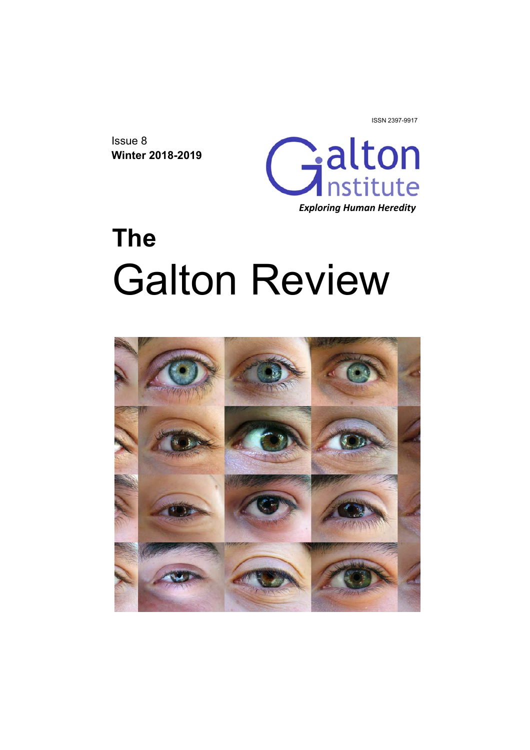ISSN 2397-9917

Issue 8
**Winter 2018-2019**

Galton Institute

*Exploring Human Heredity*

# The Galton Review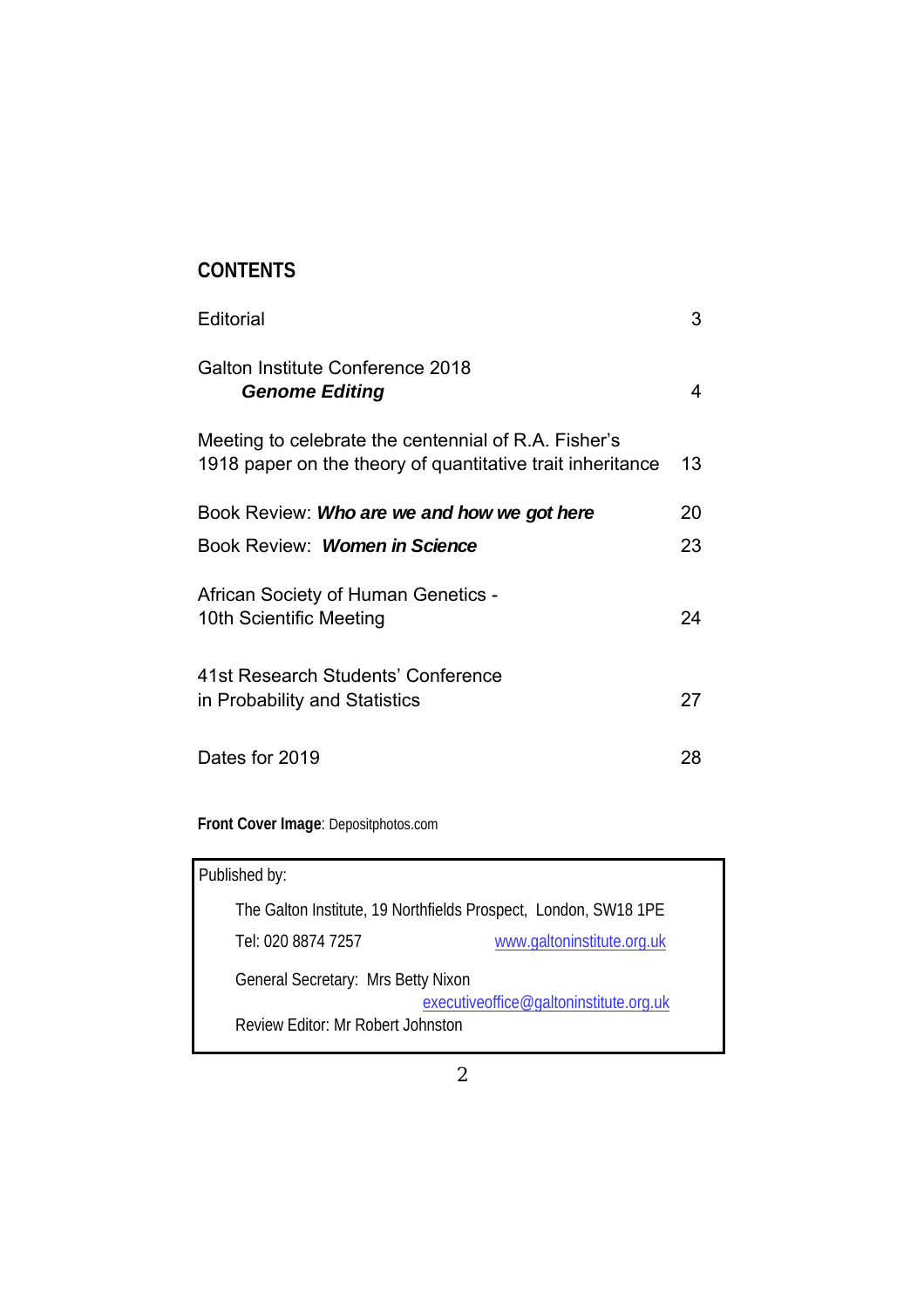## CONTENTS

| | |
|---|---|
| Editorial | 3 |
| Galton Institute Conference 2018 ***Genome Editing*** | 4 |
| Meeting to celebrate the centennial of R.A. Fisher's 1918 paper on the theory of quantitative trait inheritance | 13 |
| Book Review: ***Who are we and how we got here*** | 20 |
| Book Review: ***Women in Science*** | 23 |
| African Society of Human Genetics - 10th Scientific Meeting | 24 |
| 41st Research Students' Conference in Probability and Statistics | 27 |
| Dates for 2019 | 28 |

**Front Cover Image**: Depositphotos.com

Published by:

The Galton Institute, 19 Northfields Prospect, London, SW18 1PE

Tel: 020 8874 7257 www.galtoninstitute.org.uk

General Secretary: Mrs Betty Nixon
executiveoffice@galtoninstitute.org.uk

Review Editor: Mr Robert Johnston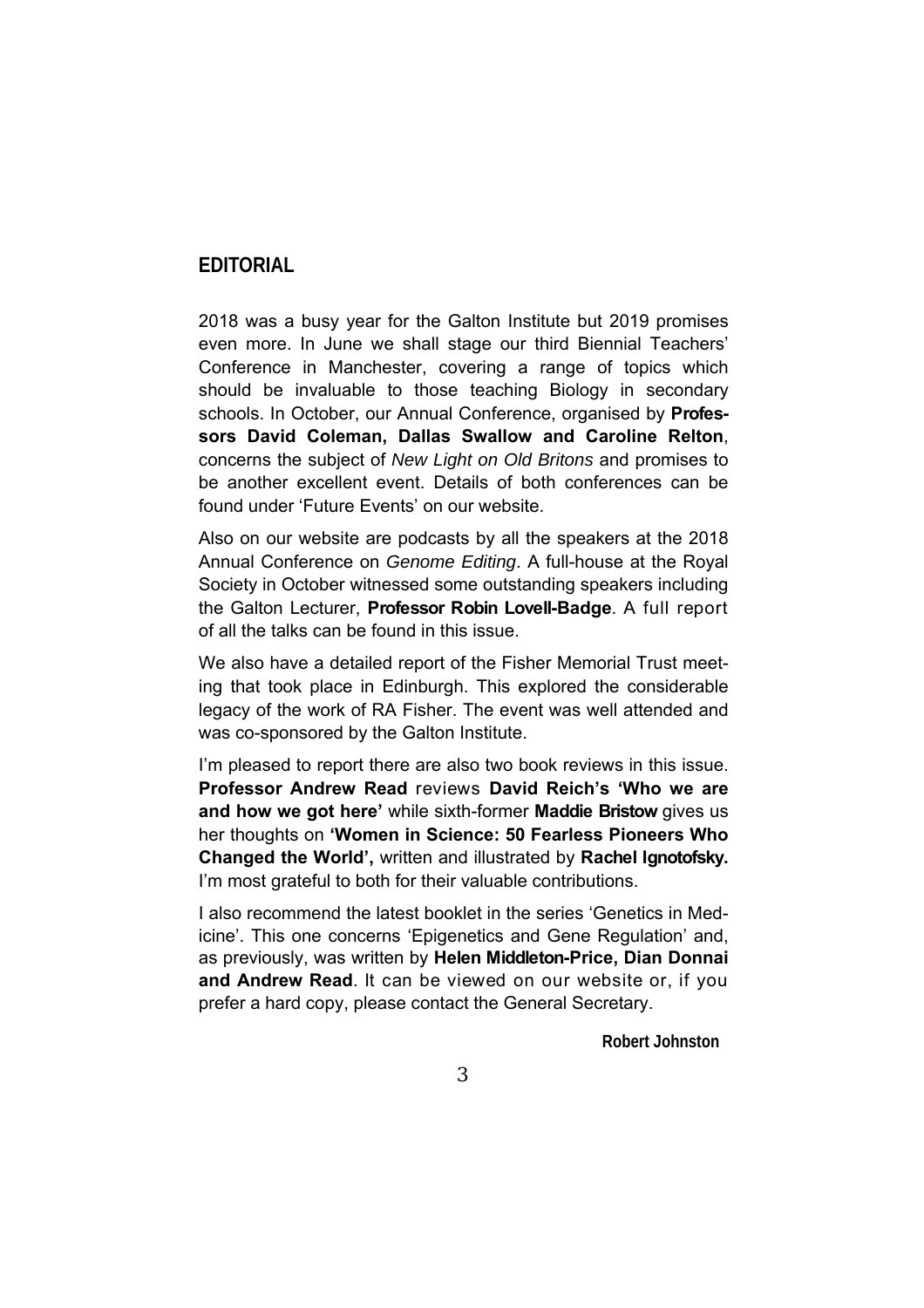## EDITORIAL

2018 was a busy year for the Galton Institute but 2019 promises even more. In June we shall stage our third Biennial Teachers' Conference in Manchester, covering a range of topics which should be invaluable to those teaching Biology in secondary schools. In October, our Annual Conference, organised by **Professors David Coleman, Dallas Swallow and Caroline Relton**, concerns the subject of *New Light on Old Britons* and promises to be another excellent event. Details of both conferences can be found under 'Future Events' on our website.

Also on our website are podcasts by all the speakers at the 2018 Annual Conference on *Genome Editing*. A full-house at the Royal Society in October witnessed some outstanding speakers including the Galton Lecturer, **Professor Robin Lovell-Badge**. A full report of all the talks can be found in this issue.

We also have a detailed report of the Fisher Memorial Trust meeting that took place in Edinburgh. This explored the considerable legacy of the work of RA Fisher. The event was well attended and was co-sponsored by the Galton Institute.

I'm pleased to report there are also two book reviews in this issue. **Professor Andrew Read** reviews **David Reich's 'Who we are and how we got here'** while sixth-former **Maddie Bristow** gives us her thoughts on **'Women in Science: 50 Fearless Pioneers Who Changed the World',** written and illustrated by **Rachel Ignotofsky.** I'm most grateful to both for their valuable contributions.

I also recommend the latest booklet in the series 'Genetics in Medicine'. This one concerns 'Epigenetics and Gene Regulation' and, as previously, was written by **Helen Middleton-Price, Dian Donnai and Andrew Read**. It can be viewed on our website or, if you prefer a hard copy, please contact the General Secretary.

**Robert Johnston**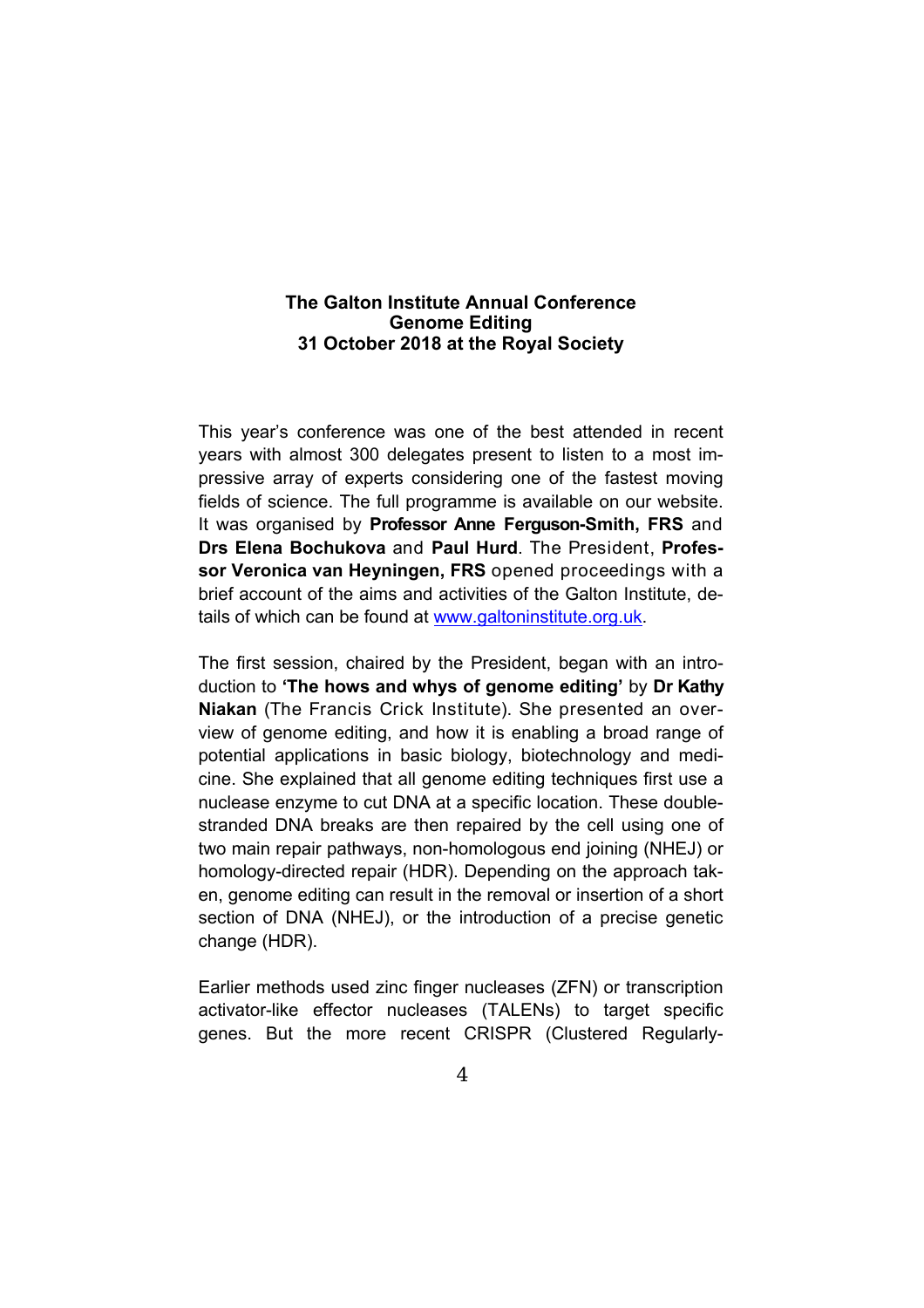**The Galton Institute Annual Conference**
**Genome Editing**
**31 October 2018 at the Royal Society**

This year's conference was one of the best attended in recent years with almost 300 delegates present to listen to a most impressive array of experts considering one of the fastest moving fields of science. The full programme is available on our website. It was organised by **Professor Anne Ferguson-Smith, FRS** and **Drs Elena Bochukova** and **Paul Hurd**. The President, **Professor Veronica van Heyningen, FRS** opened proceedings with a brief account of the aims and activities of the Galton Institute, details of which can be found at www.galtoninstitute.org.uk.

The first session, chaired by the President, began with an introduction to **'The hows and whys of genome editing'** by **Dr Kathy Niakan** (The Francis Crick Institute). She presented an overview of genome editing, and how it is enabling a broad range of potential applications in basic biology, biotechnology and medicine. She explained that all genome editing techniques first use a nuclease enzyme to cut DNA at a specific location. These double-stranded DNA breaks are then repaired by the cell using one of two main repair pathways, non-homologous end joining (NHEJ) or homology-directed repair (HDR). Depending on the approach taken, genome editing can result in the removal or insertion of a short section of DNA (NHEJ), or the introduction of a precise genetic change (HDR).

Earlier methods used zinc finger nucleases (ZFN) or transcription activator-like effector nucleases (TALENs) to target specific genes. But the more recent CRISPR (Clustered Regularly-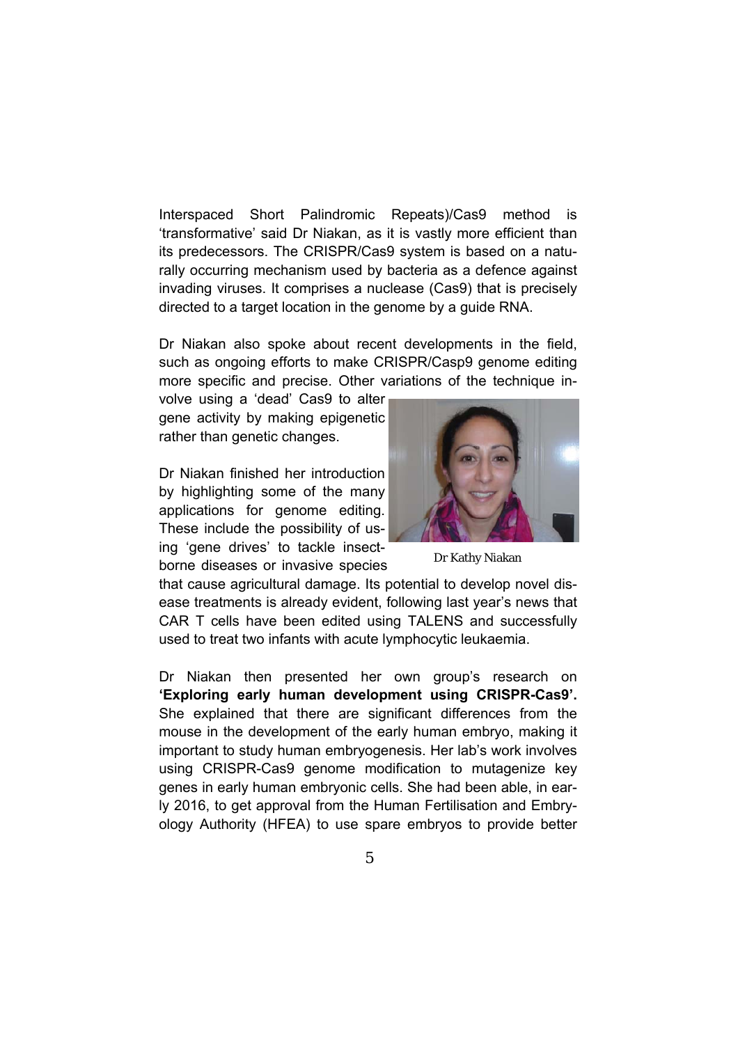Interspaced Short Palindromic Repeats)/Cas9 method is 'transformative' said Dr Niakan, as it is vastly more efficient than its predecessors. The CRISPR/Cas9 system is based on a naturally occurring mechanism used by bacteria as a defence against invading viruses. It comprises a nuclease (Cas9) that is precisely directed to a target location in the genome by a guide RNA.

Dr Niakan also spoke about recent developments in the field, such as ongoing efforts to make CRISPR/Casp9 genome editing more specific and precise. Other variations of the technique involve using a 'dead' Cas9 to alter gene activity by making epigenetic rather than genetic changes.

Dr Kathy Niakan

Dr Niakan finished her introduction by highlighting some of the many applications for genome editing. These include the possibility of using 'gene drives' to tackle insect-borne diseases or invasive species that cause agricultural damage. Its potential to develop novel disease treatments is already evident, following last year's news that CAR T cells have been edited using TALENS and successfully used to treat two infants with acute lymphocytic leukaemia.

Dr Niakan then presented her own group's research on **'Exploring early human development using CRISPR-Cas9'.** She explained that there are significant differences from the mouse in the development of the early human embryo, making it important to study human embryogenesis. Her lab's work involves using CRISPR-Cas9 genome modification to mutagenize key genes in early human embryonic cells. She had been able, in early 2016, to get approval from the Human Fertilisation and Embryology Authority (HFEA) to use spare embryos to provide better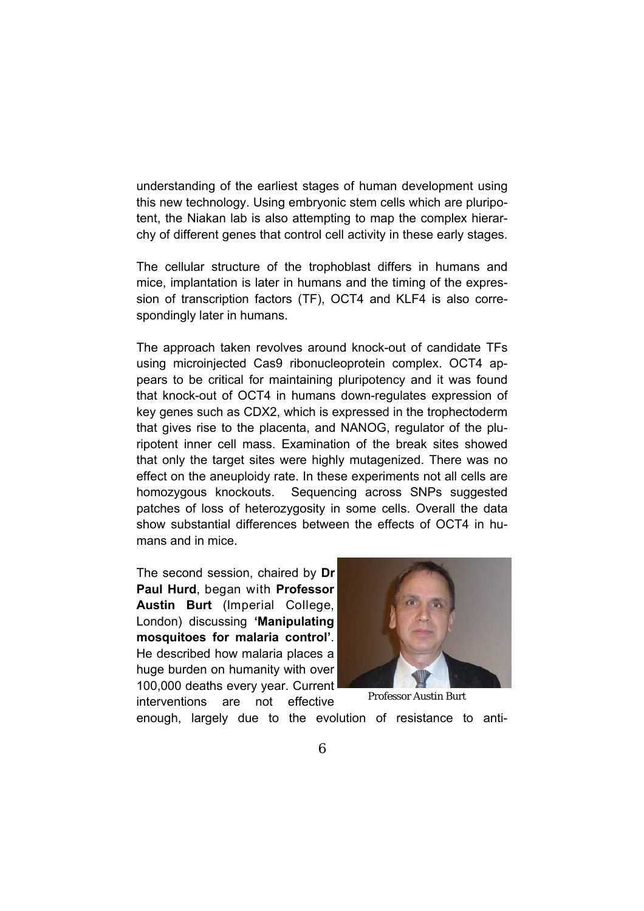understanding of the earliest stages of human development using this new technology. Using embryonic stem cells which are pluripotent, the Niakan lab is also attempting to map the complex hierarchy of different genes that control cell activity in these early stages.

The cellular structure of the trophoblast differs in humans and mice, implantation is later in humans and the timing of the expression of transcription factors (TF), OCT4 and KLF4 is also correspondingly later in humans.

The approach taken revolves around knock-out of candidate TFs using microinjected Cas9 ribonucleoprotein complex. OCT4 appears to be critical for maintaining pluripotency and it was found that knock-out of OCT4 in humans down-regulates expression of key genes such as CDX2, which is expressed in the trophectoderm that gives rise to the placenta, and NANOG, regulator of the pluripotent inner cell mass. Examination of the break sites showed that only the target sites were highly mutagenized. There was no effect on the aneuploidy rate. In these experiments not all cells are homozygous knockouts. Sequencing across SNPs suggested patches of loss of heterozygosity in some cells. Overall the data show substantial differences between the effects of OCT4 in humans and in mice.

The second session, chaired by **Dr Paul Hurd**, began with **Professor Austin Burt** (Imperial College, London) discussing **'Manipulating mosquitoes for malaria control'**. He described how malaria places a huge burden on humanity with over 100,000 deaths every year. Current interventions are not effective enough, largely due to the evolution of resistance to anti-

Professor Austin Burt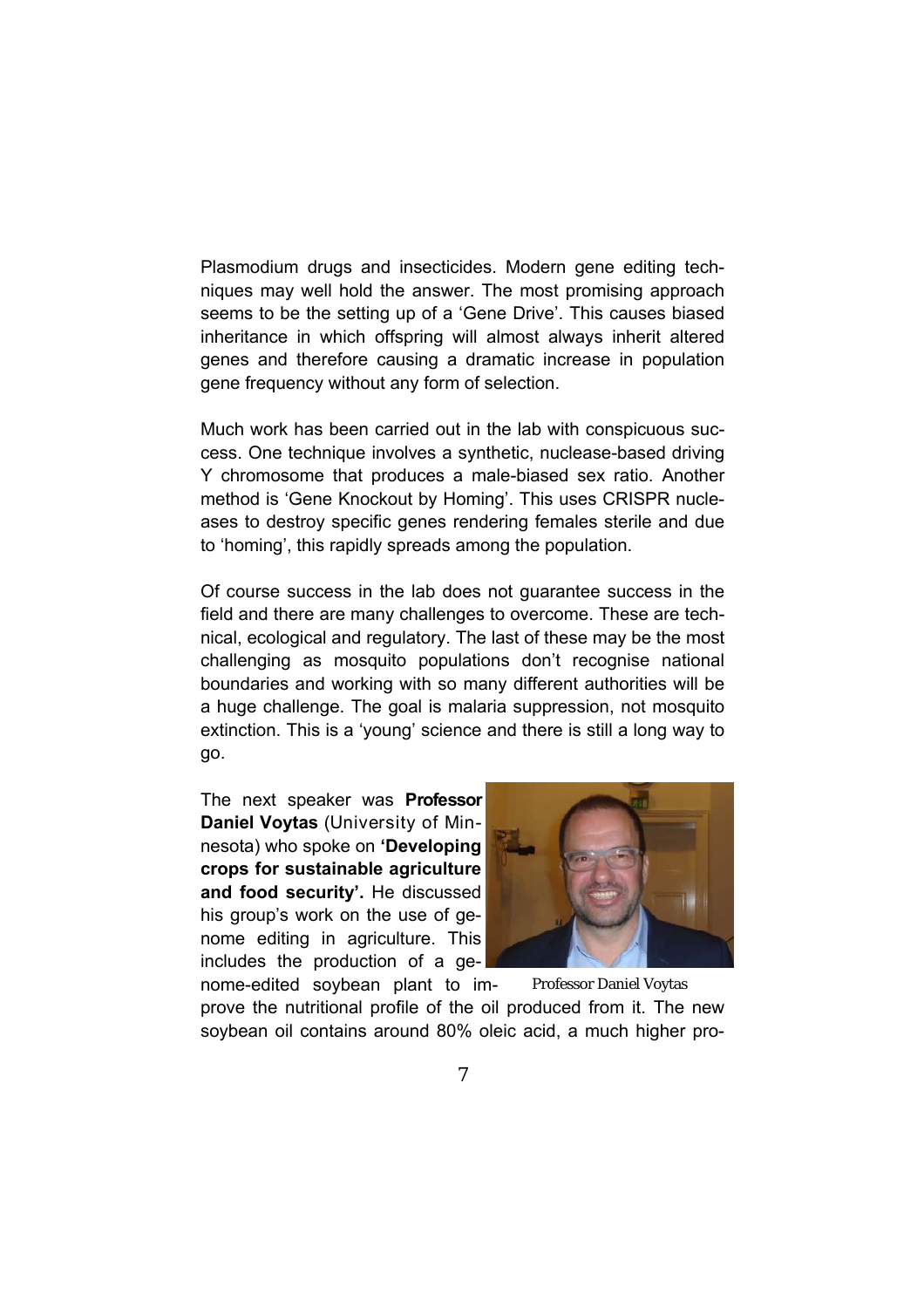Plasmodium drugs and insecticides. Modern gene editing techniques may well hold the answer. The most promising approach seems to be the setting up of a 'Gene Drive'. This causes biased inheritance in which offspring will almost always inherit altered genes and therefore causing a dramatic increase in population gene frequency without any form of selection.

Much work has been carried out in the lab with conspicuous success. One technique involves a synthetic, nuclease-based driving Y chromosome that produces a male-biased sex ratio. Another method is 'Gene Knockout by Homing'. This uses CRISPR nucleases to destroy specific genes rendering females sterile and due to 'homing', this rapidly spreads among the population.

Of course success in the lab does not guarantee success in the field and there are many challenges to overcome. These are technical, ecological and regulatory. The last of these may be the most challenging as mosquito populations don't recognise national boundaries and working with so many different authorities will be a huge challenge. The goal is malaria suppression, not mosquito extinction. This is a 'young' science and there is still a long way to go.

The next speaker was **Professor Daniel Voytas** (University of Minnesota) who spoke on **'Developing crops for sustainable agriculture and food security'.** He discussed his group's work on the use of genome editing in agriculture. This includes the production of a genome-edited soybean plant to improve the nutritional profile of the oil produced from it. The new soybean oil contains around 80% oleic acid, a much higher pro-

Professor Daniel Voytas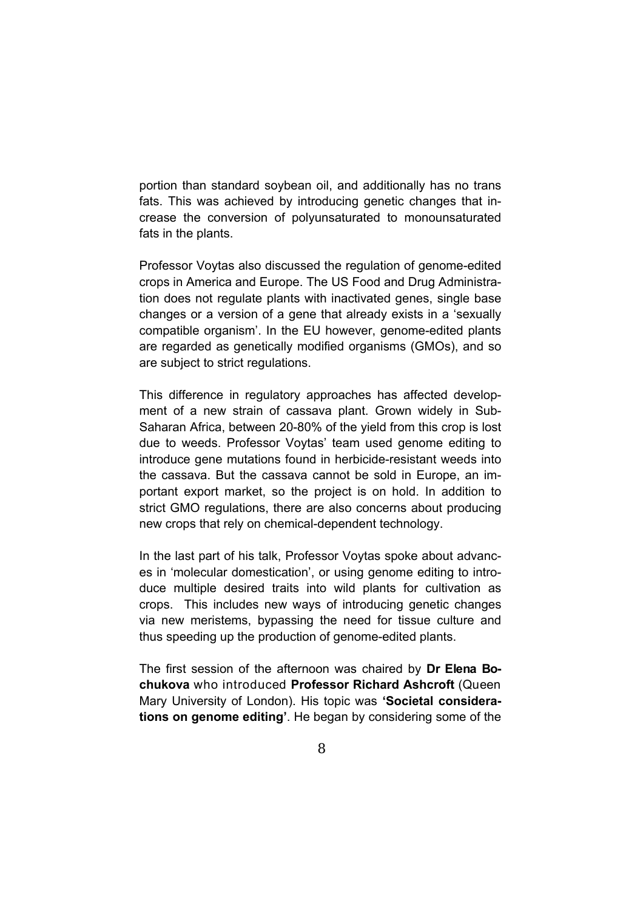portion than standard soybean oil, and additionally has no trans fats. This was achieved by introducing genetic changes that increase the conversion of polyunsaturated to monounsaturated fats in the plants.

Professor Voytas also discussed the regulation of genome-edited crops in America and Europe. The US Food and Drug Administration does not regulate plants with inactivated genes, single base changes or a version of a gene that already exists in a 'sexually compatible organism'. In the EU however, genome-edited plants are regarded as genetically modified organisms (GMOs), and so are subject to strict regulations.

This difference in regulatory approaches has affected development of a new strain of cassava plant. Grown widely in Sub-Saharan Africa, between 20-80% of the yield from this crop is lost due to weeds. Professor Voytas' team used genome editing to introduce gene mutations found in herbicide-resistant weeds into the cassava. But the cassava cannot be sold in Europe, an important export market, so the project is on hold. In addition to strict GMO regulations, there are also concerns about producing new crops that rely on chemical-dependent technology.

In the last part of his talk, Professor Voytas spoke about advances in 'molecular domestication', or using genome editing to introduce multiple desired traits into wild plants for cultivation as crops. This includes new ways of introducing genetic changes via new meristems, bypassing the need for tissue culture and thus speeding up the production of genome-edited plants.

The first session of the afternoon was chaired by **Dr Elena Bochukova** who introduced **Professor Richard Ashcroft** (Queen Mary University of London). His topic was **'Societal considerations on genome editing'**. He began by considering some of the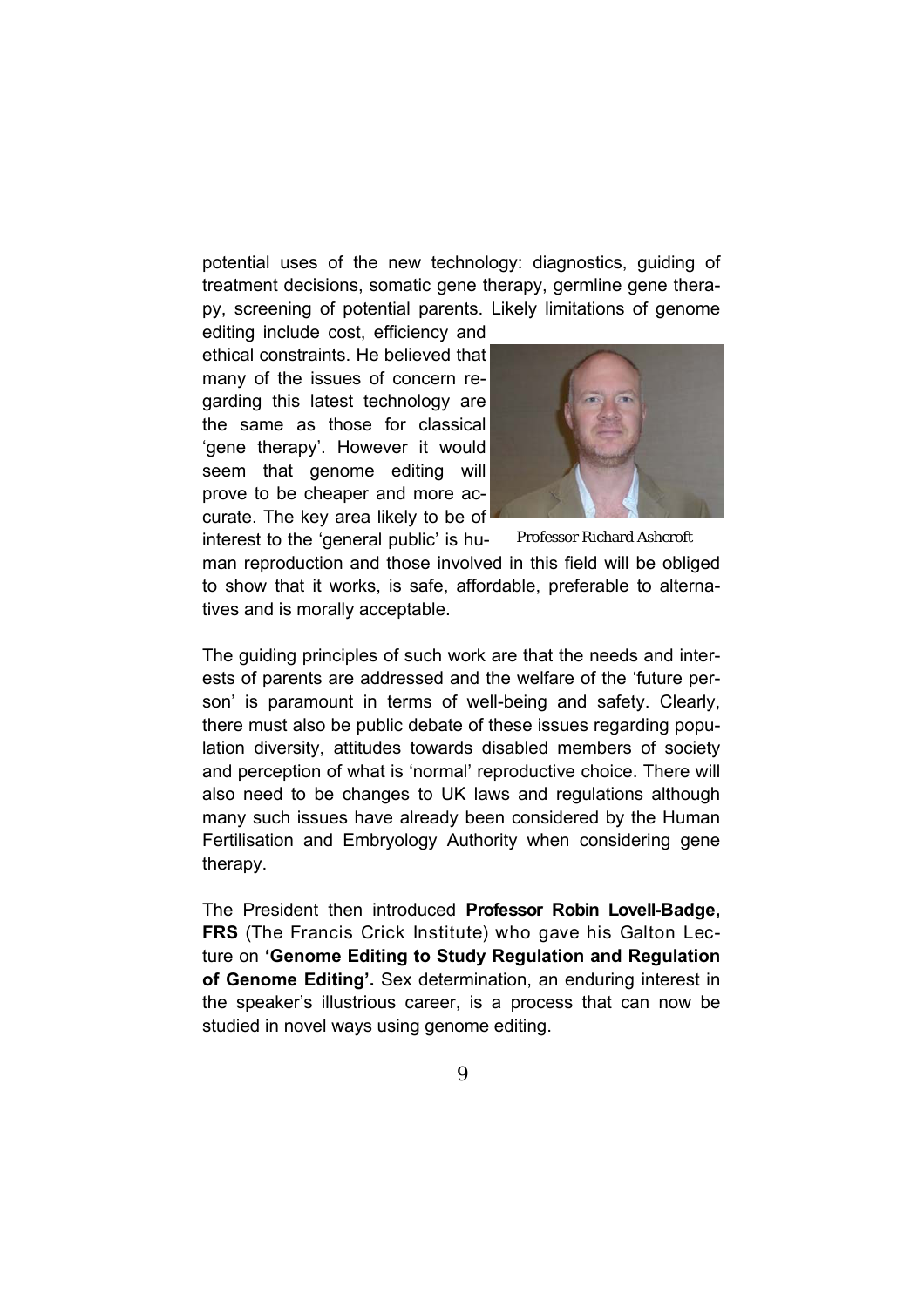potential uses of the new technology: diagnostics, guiding of treatment decisions, somatic gene therapy, germline gene therapy, screening of potential parents. Likely limitations of genome editing include cost, efficiency and ethical constraints. He believed that many of the issues of concern regarding this latest technology are the same as those for classical 'gene therapy'. However it would seem that genome editing will prove to be cheaper and more accurate. The key area likely to be of interest to the 'general public' is human reproduction and those involved in this field will be obliged to show that it works, is safe, affordable, preferable to alternatives and is morally acceptable.

Professor Richard Ashcroft

The guiding principles of such work are that the needs and interests of parents are addressed and the welfare of the 'future person' is paramount in terms of well-being and safety. Clearly, there must also be public debate of these issues regarding population diversity, attitudes towards disabled members of society and perception of what is 'normal' reproductive choice. There will also need to be changes to UK laws and regulations although many such issues have already been considered by the Human Fertilisation and Embryology Authority when considering gene therapy.

The President then introduced **Professor Robin Lovell-Badge, FRS** (The Francis Crick Institute) who gave his Galton Lecture on **'Genome Editing to Study Regulation and Regulation of Genome Editing'.** Sex determination, an enduring interest in the speaker's illustrious career, is a process that can now be studied in novel ways using genome editing.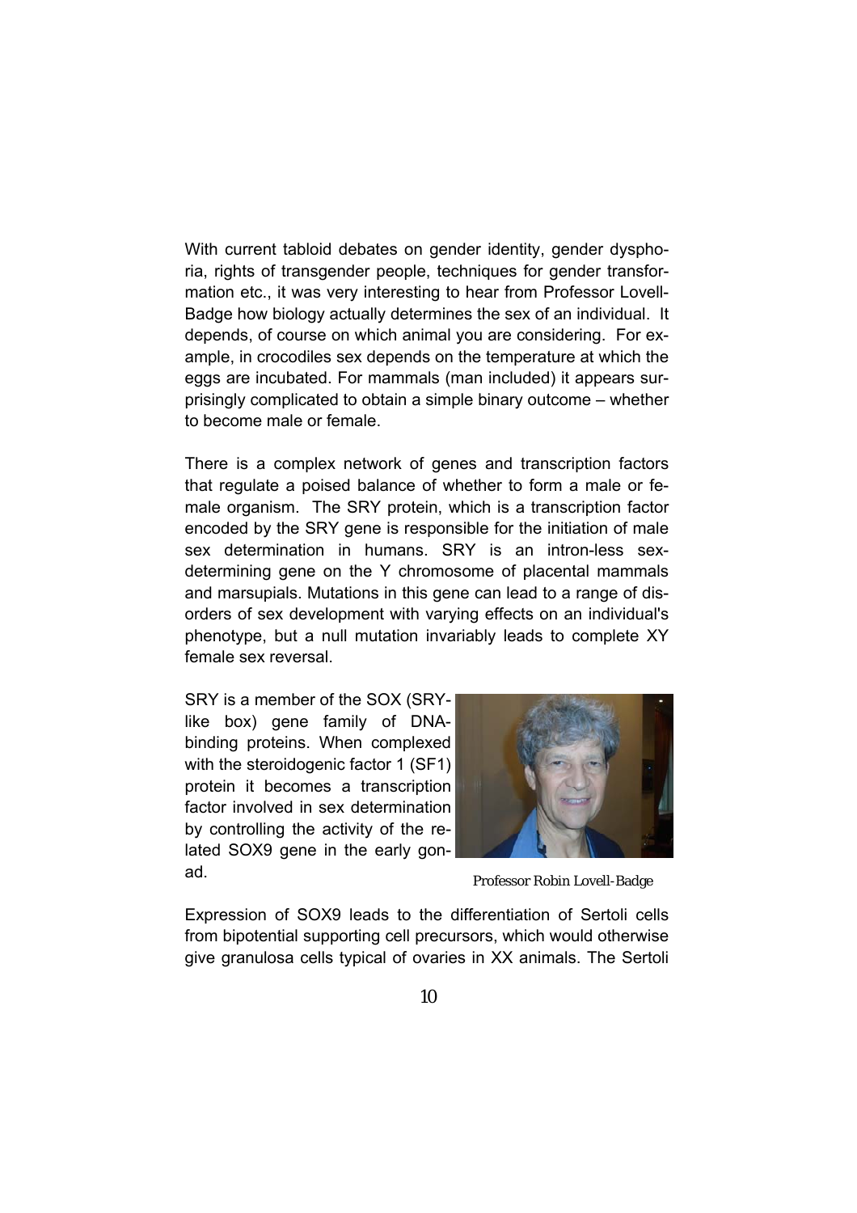With current tabloid debates on gender identity, gender dysphoria, rights of transgender people, techniques for gender transformation etc., it was very interesting to hear from Professor Lovell-Badge how biology actually determines the sex of an individual. It depends, of course on which animal you are considering. For example, in crocodiles sex depends on the temperature at which the eggs are incubated. For mammals (man included) it appears surprisingly complicated to obtain a simple binary outcome – whether to become male or female.

There is a complex network of genes and transcription factors that regulate a poised balance of whether to form a male or female organism. The SRY protein, which is a transcription factor encoded by the SRY gene is responsible for the initiation of male sex determination in humans. SRY is an intron-less sex-determining gene on the Y chromosome of placental mammals and marsupials. Mutations in this gene can lead to a range of disorders of sex development with varying effects on an individual's phenotype, but a null mutation invariably leads to complete XY female sex reversal.

SRY is a member of the SOX (SRY-like box) gene family of DNA-binding proteins. When complexed with the steroidogenic factor 1 (SF1) protein it becomes a transcription factor involved in sex determination by controlling the activity of the related SOX9 gene in the early gonad.

Professor Robin Lovell-Badge

Expression of SOX9 leads to the differentiation of Sertoli cells from bipotential supporting cell precursors, which would otherwise give granulosa cells typical of ovaries in XX animals. The Sertoli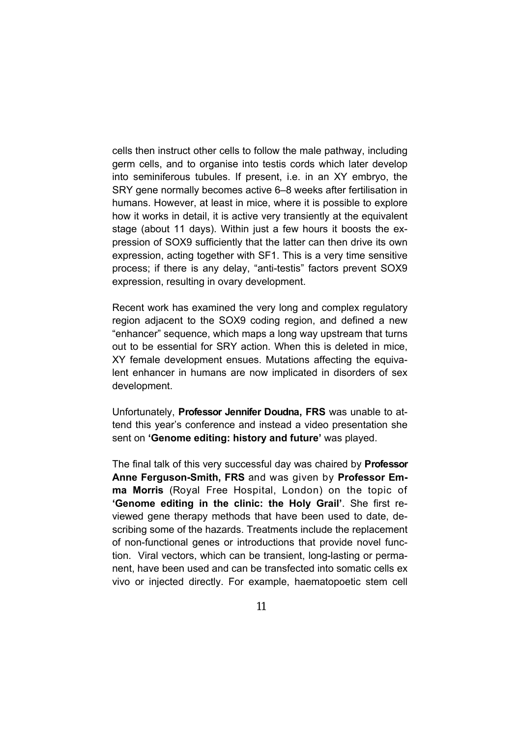cells then instruct other cells to follow the male pathway, including germ cells, and to organise into testis cords which later develop into seminiferous tubules. If present, i.e. in an XY embryo, the SRY gene normally becomes active 6–8 weeks after fertilisation in humans. However, at least in mice, where it is possible to explore how it works in detail, it is active very transiently at the equivalent stage (about 11 days). Within just a few hours it boosts the expression of SOX9 sufficiently that the latter can then drive its own expression, acting together with SF1. This is a very time sensitive process; if there is any delay, "anti-testis" factors prevent SOX9 expression, resulting in ovary development.

Recent work has examined the very long and complex regulatory region adjacent to the SOX9 coding region, and defined a new "enhancer" sequence, which maps a long way upstream that turns out to be essential for SRY action. When this is deleted in mice, XY female development ensues. Mutations affecting the equivalent enhancer in humans are now implicated in disorders of sex development.

Unfortunately, **Professor Jennifer Doudna, FRS** was unable to attend this year's conference and instead a video presentation she sent on **'Genome editing: history and future'** was played.

The final talk of this very successful day was chaired by **Professor Anne Ferguson-Smith, FRS** and was given by **Professor Emma Morris** (Royal Free Hospital, London) on the topic of **'Genome editing in the clinic: the Holy Grail'**. She first reviewed gene therapy methods that have been used to date, describing some of the hazards. Treatments include the replacement of non-functional genes or introductions that provide novel function. Viral vectors, which can be transient, long-lasting or permanent, have been used and can be transfected into somatic cells ex vivo or injected directly. For example, haematopoetic stem cell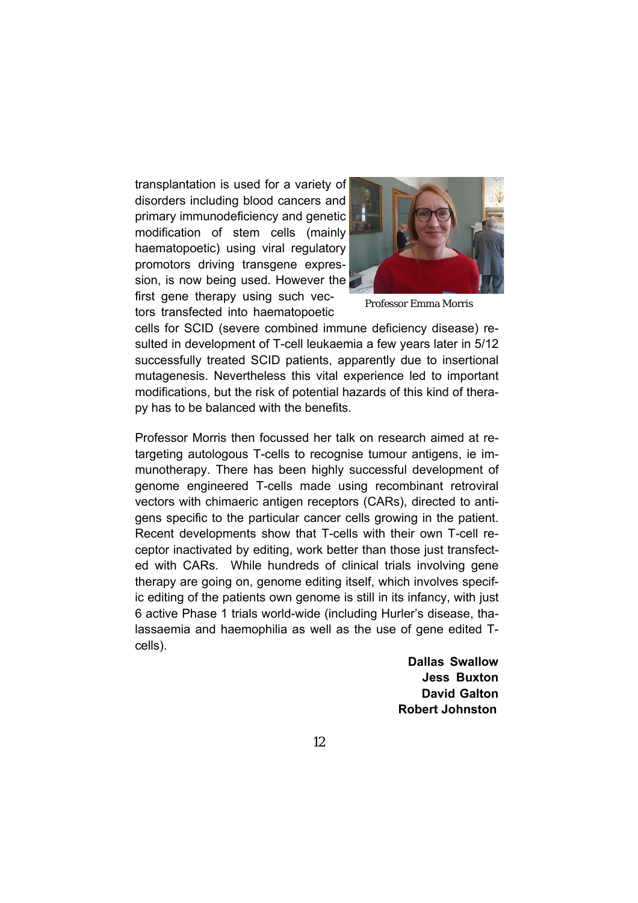transplantation is used for a variety of disorders including blood cancers and primary immunodeficiency and genetic modification of stem cells (mainly haematopoetic) using viral regulatory promotors driving transgene expression, is now being used. However the first gene therapy using such vectors transfected into haematopoetic cells for SCID (severe combined immune deficiency disease) resulted in development of T-cell leukaemia a few years later in 5/12 successfully treated SCID patients, apparently due to insertional mutagenesis. Nevertheless this vital experience led to important modifications, but the risk of potential hazards of this kind of therapy has to be balanced with the benefits.

Professor Emma Morris

Professor Morris then focussed her talk on research aimed at retargeting autologous T-cells to recognise tumour antigens, ie immunotherapy. There has been highly successful development of genome engineered T-cells made using recombinant retroviral vectors with chimaeric antigen receptors (CARs), directed to antigens specific to the particular cancer cells growing in the patient. Recent developments show that T-cells with their own T-cell receptor inactivated by editing, work better than those just transfected with CARs. While hundreds of clinical trials involving gene therapy are going on, genome editing itself, which involves specific editing of the patients own genome is still in its infancy, with just 6 active Phase 1 trials world-wide (including Hurler's disease, thalassaemia and haemophilia as well as the use of gene edited T-cells).

**Dallas Swallow**
**Jess Buxton**
**David Galton**
**Robert Johnston**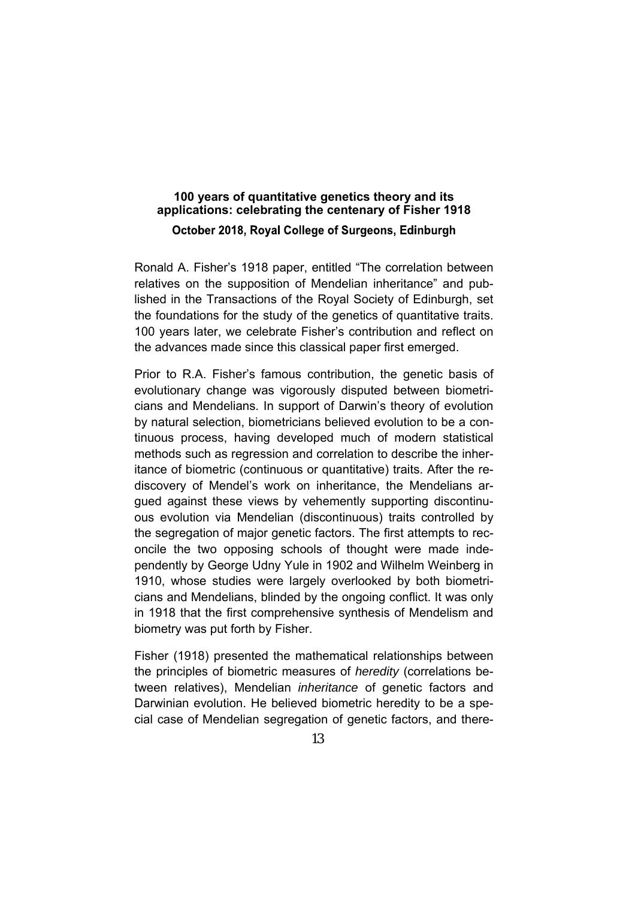## 100 years of quantitative genetics theory and its applications: celebrating the centenary of Fisher 1918

### October 2018, Royal College of Surgeons, Edinburgh

Ronald A. Fisher's 1918 paper, entitled "The correlation between relatives on the supposition of Mendelian inheritance" and published in the Transactions of the Royal Society of Edinburgh, set the foundations for the study of the genetics of quantitative traits. 100 years later, we celebrate Fisher's contribution and reflect on the advances made since this classical paper first emerged.

Prior to R.A. Fisher's famous contribution, the genetic basis of evolutionary change was vigorously disputed between biometricians and Mendelians. In support of Darwin's theory of evolution by natural selection, biometricians believed evolution to be a continuous process, having developed much of modern statistical methods such as regression and correlation to describe the inheritance of biometric (continuous or quantitative) traits. After the rediscovery of Mendel's work on inheritance, the Mendelians argued against these views by vehemently supporting discontinuous evolution via Mendelian (discontinuous) traits controlled by the segregation of major genetic factors. The first attempts to reconcile the two opposing schools of thought were made independently by George Udny Yule in 1902 and Wilhelm Weinberg in 1910, whose studies were largely overlooked by both biometricians and Mendelians, blinded by the ongoing conflict. It was only in 1918 that the first comprehensive synthesis of Mendelism and biometry was put forth by Fisher.

Fisher (1918) presented the mathematical relationships between the principles of biometric measures of *heredity* (correlations between relatives), Mendelian *inheritance* of genetic factors and Darwinian evolution. He believed biometric heredity to be a special case of Mendelian segregation of genetic factors, and there-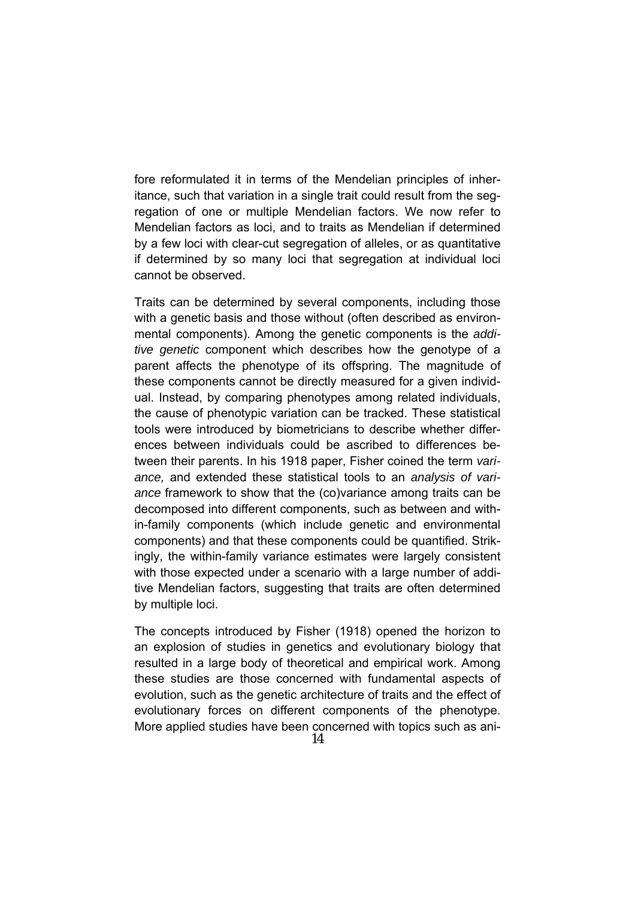fore reformulated it in terms of the Mendelian principles of inheritance, such that variation in a single trait could result from the segregation of one or multiple Mendelian factors. We now refer to Mendelian factors as loci, and to traits as Mendelian if determined by a few loci with clear-cut segregation of alleles, or as quantitative if determined by so many loci that segregation at individual loci cannot be observed.

Traits can be determined by several components, including those with a genetic basis and those without (often described as environmental components). Among the genetic components is the *additive genetic* component which describes how the genotype of a parent affects the phenotype of its offspring. The magnitude of these components cannot be directly measured for a given individual. Instead, by comparing phenotypes among related individuals, the cause of phenotypic variation can be tracked. These statistical tools were introduced by biometricians to describe whether differences between individuals could be ascribed to differences between their parents. In his 1918 paper, Fisher coined the term *variance,* and extended these statistical tools to an *analysis of variance* framework to show that the (co)variance among traits can be decomposed into different components, such as between and within-family components (which include genetic and environmental components) and that these components could be quantified. Strikingly, the within-family variance estimates were largely consistent with those expected under a scenario with a large number of additive Mendelian factors, suggesting that traits are often determined by multiple loci.

The concepts introduced by Fisher (1918) opened the horizon to an explosion of studies in genetics and evolutionary biology that resulted in a large body of theoretical and empirical work. Among these studies are those concerned with fundamental aspects of evolution, such as the genetic architecture of traits and the effect of evolutionary forces on different components of the phenotype. More applied studies have been concerned with topics such as ani-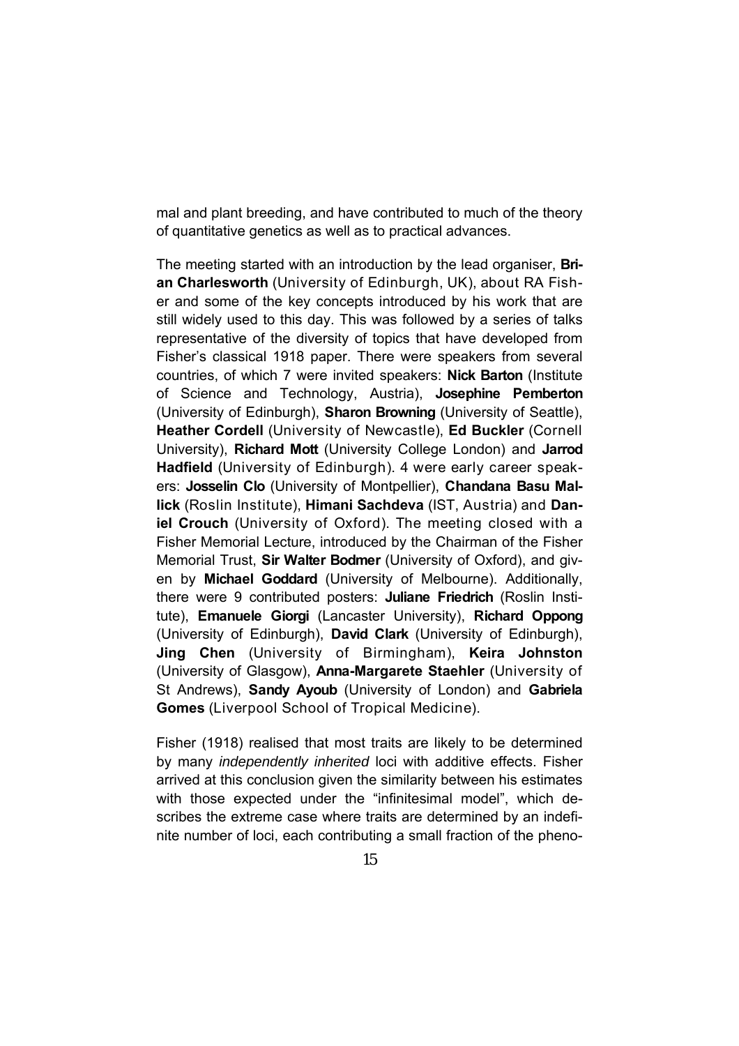mal and plant breeding, and have contributed to much of the theory of quantitative genetics as well as to practical advances.

The meeting started with an introduction by the lead organiser, **Brian Charlesworth** (University of Edinburgh, UK), about RA Fisher and some of the key concepts introduced by his work that are still widely used to this day. This was followed by a series of talks representative of the diversity of topics that have developed from Fisher's classical 1918 paper. There were speakers from several countries, of which 7 were invited speakers: **Nick Barton** (Institute of Science and Technology, Austria), **Josephine Pemberton** (University of Edinburgh), **Sharon Browning** (University of Seattle), **Heather Cordell** (University of Newcastle), **Ed Buckler** (Cornell University), **Richard Mott** (University College London) and **Jarrod Hadfield** (University of Edinburgh). 4 were early career speakers: **Josselin Clo** (University of Montpellier), **Chandana Basu Mallick** (Roslin Institute), **Himani Sachdeva** (IST, Austria) and **Daniel Crouch** (University of Oxford). The meeting closed with a Fisher Memorial Lecture, introduced by the Chairman of the Fisher Memorial Trust, **Sir Walter Bodmer** (University of Oxford), and given by **Michael Goddard** (University of Melbourne). Additionally, there were 9 contributed posters: **Juliane Friedrich** (Roslin Institute), **Emanuele Giorgi** (Lancaster University), **Richard Oppong** (University of Edinburgh), **David Clark** (University of Edinburgh), **Jing Chen** (University of Birmingham), **Keira Johnston** (University of Glasgow), **Anna-Margarete Staehler** (University of St Andrews), **Sandy Ayoub** (University of London) and **Gabriela Gomes** (Liverpool School of Tropical Medicine).

Fisher (1918) realised that most traits are likely to be determined by many *independently inherited* loci with additive effects. Fisher arrived at this conclusion given the similarity between his estimates with those expected under the "infinitesimal model", which describes the extreme case where traits are determined by an indefinite number of loci, each contributing a small fraction of the pheno-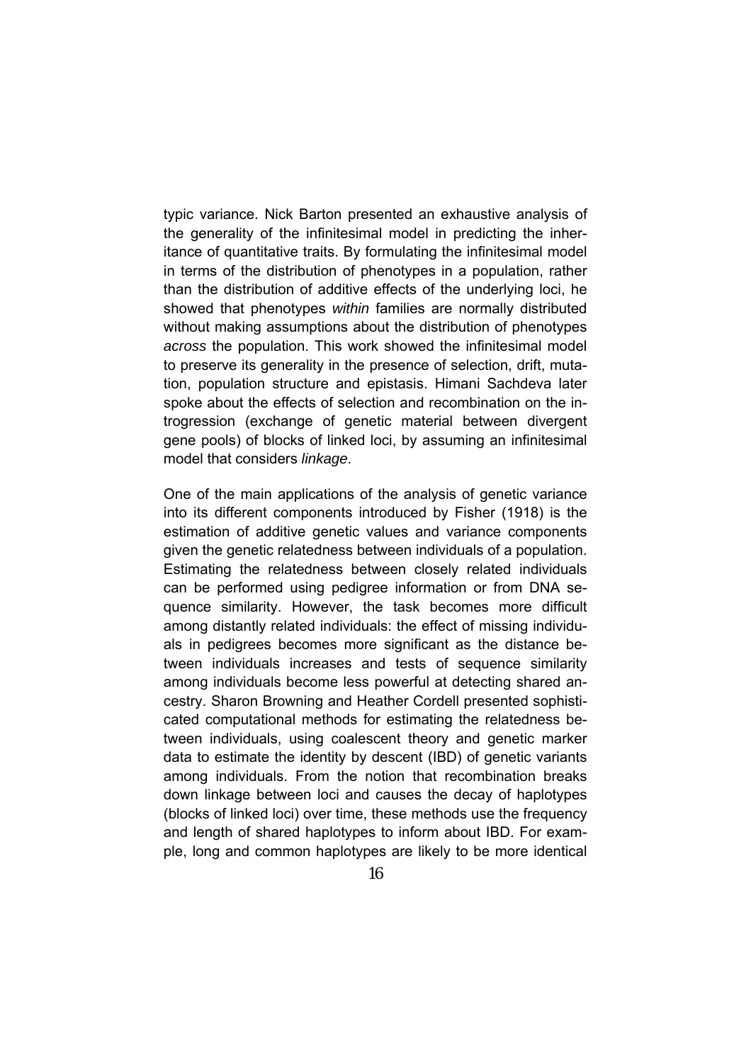typic variance. Nick Barton presented an exhaustive analysis of the generality of the infinitesimal model in predicting the inheritance of quantitative traits. By formulating the infinitesimal model in terms of the distribution of phenotypes in a population, rather than the distribution of additive effects of the underlying loci, he showed that phenotypes *within* families are normally distributed without making assumptions about the distribution of phenotypes *across* the population. This work showed the infinitesimal model to preserve its generality in the presence of selection, drift, mutation, population structure and epistasis. Himani Sachdeva later spoke about the effects of selection and recombination on the introgression (exchange of genetic material between divergent gene pools) of blocks of linked loci, by assuming an infinitesimal model that considers *linkage*.

One of the main applications of the analysis of genetic variance into its different components introduced by Fisher (1918) is the estimation of additive genetic values and variance components given the genetic relatedness between individuals of a population. Estimating the relatedness between closely related individuals can be performed using pedigree information or from DNA sequence similarity. However, the task becomes more difficult among distantly related individuals: the effect of missing individuals in pedigrees becomes more significant as the distance between individuals increases and tests of sequence similarity among individuals become less powerful at detecting shared ancestry. Sharon Browning and Heather Cordell presented sophisticated computational methods for estimating the relatedness between individuals, using coalescent theory and genetic marker data to estimate the identity by descent (IBD) of genetic variants among individuals. From the notion that recombination breaks down linkage between loci and causes the decay of haplotypes (blocks of linked loci) over time, these methods use the frequency and length of shared haplotypes to inform about IBD. For example, long and common haplotypes are likely to be more identical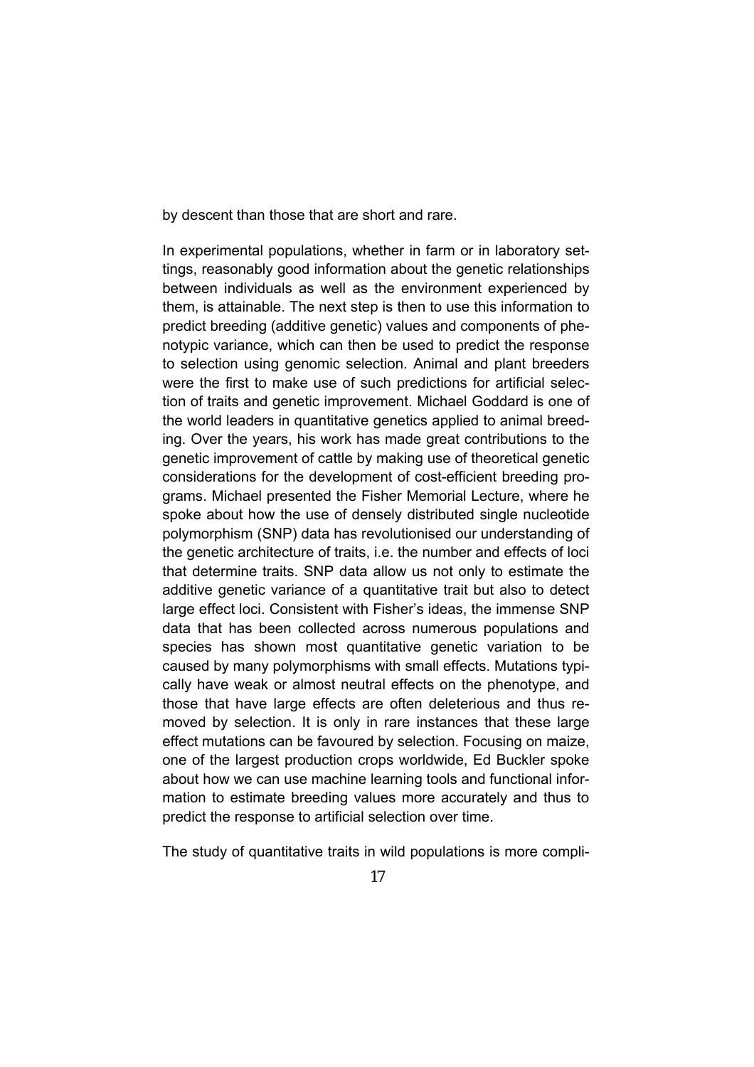by descent than those that are short and rare.

In experimental populations, whether in farm or in laboratory settings, reasonably good information about the genetic relationships between individuals as well as the environment experienced by them, is attainable. The next step is then to use this information to predict breeding (additive genetic) values and components of phenotypic variance, which can then be used to predict the response to selection using genomic selection. Animal and plant breeders were the first to make use of such predictions for artificial selection of traits and genetic improvement. Michael Goddard is one of the world leaders in quantitative genetics applied to animal breeding. Over the years, his work has made great contributions to the genetic improvement of cattle by making use of theoretical genetic considerations for the development of cost-efficient breeding programs. Michael presented the Fisher Memorial Lecture, where he spoke about how the use of densely distributed single nucleotide polymorphism (SNP) data has revolutionised our understanding of the genetic architecture of traits, i.e. the number and effects of loci that determine traits. SNP data allow us not only to estimate the additive genetic variance of a quantitative trait but also to detect large effect loci. Consistent with Fisher's ideas, the immense SNP data that has been collected across numerous populations and species has shown most quantitative genetic variation to be caused by many polymorphisms with small effects. Mutations typically have weak or almost neutral effects on the phenotype, and those that have large effects are often deleterious and thus removed by selection. It is only in rare instances that these large effect mutations can be favoured by selection. Focusing on maize, one of the largest production crops worldwide, Ed Buckler spoke about how we can use machine learning tools and functional information to estimate breeding values more accurately and thus to predict the response to artificial selection over time.

The study of quantitative traits in wild populations is more compli-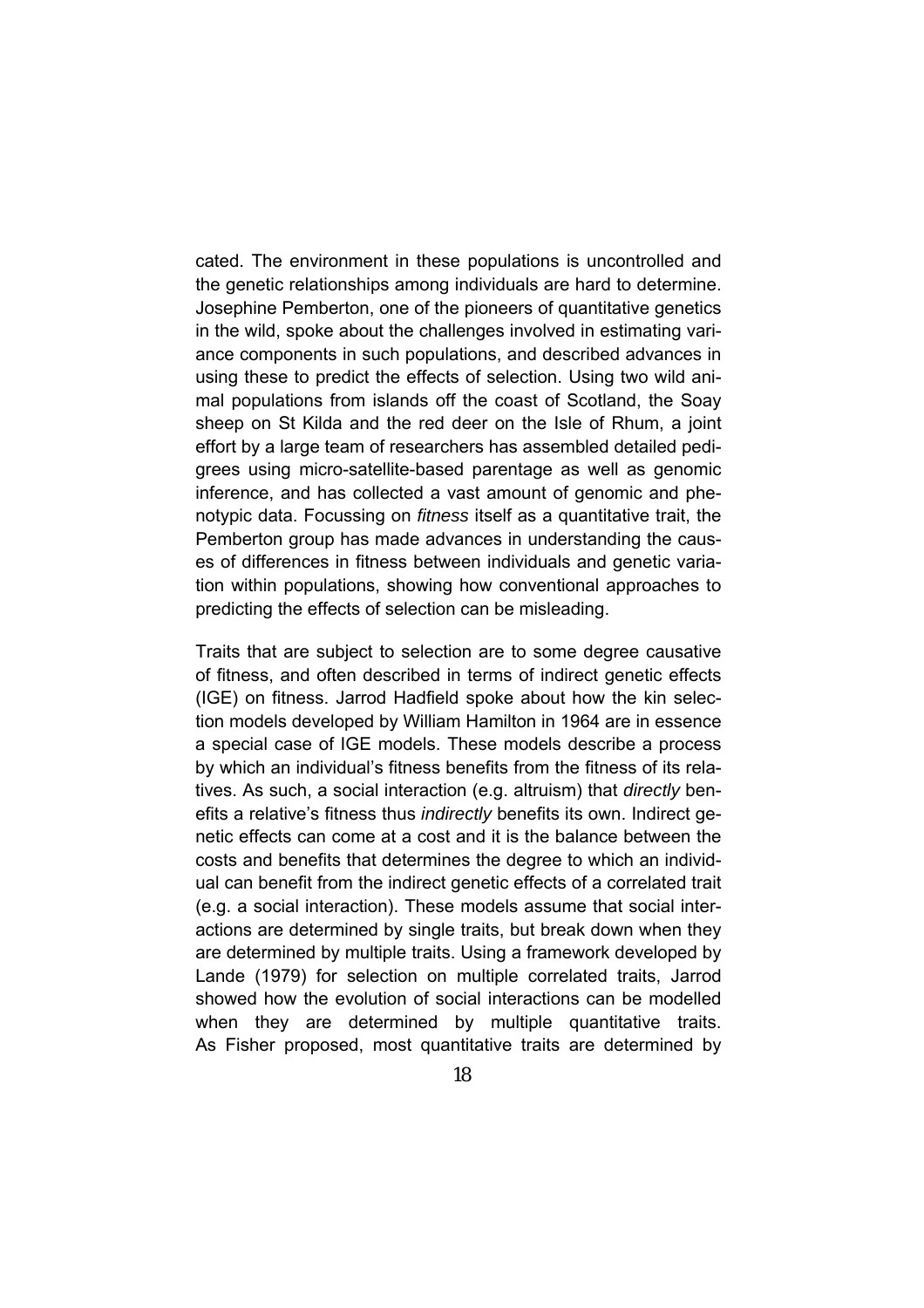cated. The environment in these populations is uncontrolled and the genetic relationships among individuals are hard to determine. Josephine Pemberton, one of the pioneers of quantitative genetics in the wild, spoke about the challenges involved in estimating variance components in such populations, and described advances in using these to predict the effects of selection. Using two wild animal populations from islands off the coast of Scotland, the Soay sheep on St Kilda and the red deer on the Isle of Rhum, a joint effort by a large team of researchers has assembled detailed pedigrees using micro-satellite-based parentage as well as genomic inference, and has collected a vast amount of genomic and phenotypic data. Focussing on *fitness* itself as a quantitative trait, the Pemberton group has made advances in understanding the causes of differences in fitness between individuals and genetic variation within populations, showing how conventional approaches to predicting the effects of selection can be misleading.

Traits that are subject to selection are to some degree causative of fitness, and often described in terms of indirect genetic effects (IGE) on fitness. Jarrod Hadfield spoke about how the kin selection models developed by William Hamilton in 1964 are in essence a special case of IGE models. These models describe a process by which an individual's fitness benefits from the fitness of its relatives. As such, a social interaction (e.g. altruism) that *directly* benefits a relative's fitness thus *indirectly* benefits its own. Indirect genetic effects can come at a cost and it is the balance between the costs and benefits that determines the degree to which an individual can benefit from the indirect genetic effects of a correlated trait (e.g. a social interaction). These models assume that social interactions are determined by single traits, but break down when they are determined by multiple traits. Using a framework developed by Lande (1979) for selection on multiple correlated traits, Jarrod showed how the evolution of social interactions can be modelled when they are determined by multiple quantitative traits. As Fisher proposed, most quantitative traits are determined by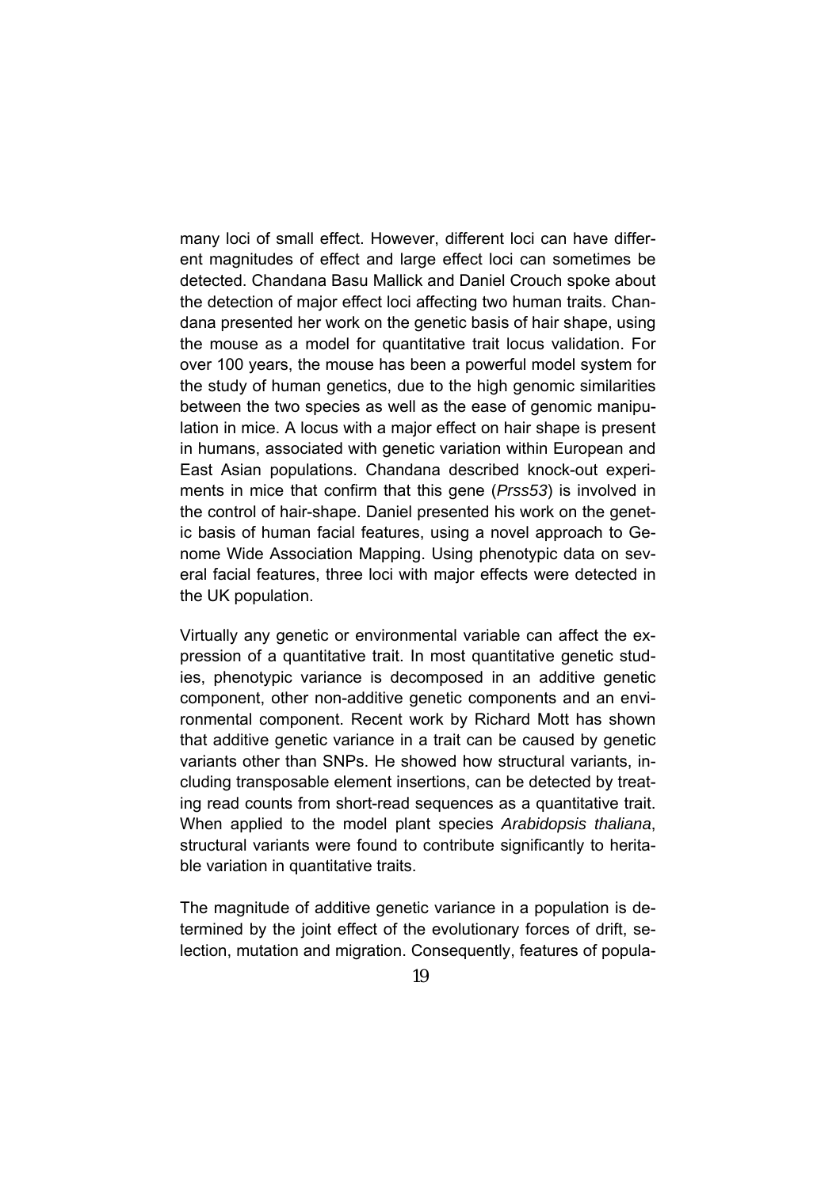many loci of small effect. However, different loci can have different magnitudes of effect and large effect loci can sometimes be detected. Chandana Basu Mallick and Daniel Crouch spoke about the detection of major effect loci affecting two human traits. Chandana presented her work on the genetic basis of hair shape, using the mouse as a model for quantitative trait locus validation. For over 100 years, the mouse has been a powerful model system for the study of human genetics, due to the high genomic similarities between the two species as well as the ease of genomic manipulation in mice. A locus with a major effect on hair shape is present in humans, associated with genetic variation within European and East Asian populations. Chandana described knock-out experiments in mice that confirm that this gene (*Prss53*) is involved in the control of hair-shape. Daniel presented his work on the genetic basis of human facial features, using a novel approach to Genome Wide Association Mapping. Using phenotypic data on several facial features, three loci with major effects were detected in the UK population.

Virtually any genetic or environmental variable can affect the expression of a quantitative trait. In most quantitative genetic studies, phenotypic variance is decomposed in an additive genetic component, other non-additive genetic components and an environmental component. Recent work by Richard Mott has shown that additive genetic variance in a trait can be caused by genetic variants other than SNPs. He showed how structural variants, including transposable element insertions, can be detected by treating read counts from short-read sequences as a quantitative trait. When applied to the model plant species *Arabidopsis thaliana*, structural variants were found to contribute significantly to heritable variation in quantitative traits.

The magnitude of additive genetic variance in a population is determined by the joint effect of the evolutionary forces of drift, selection, mutation and migration. Consequently, features of popula-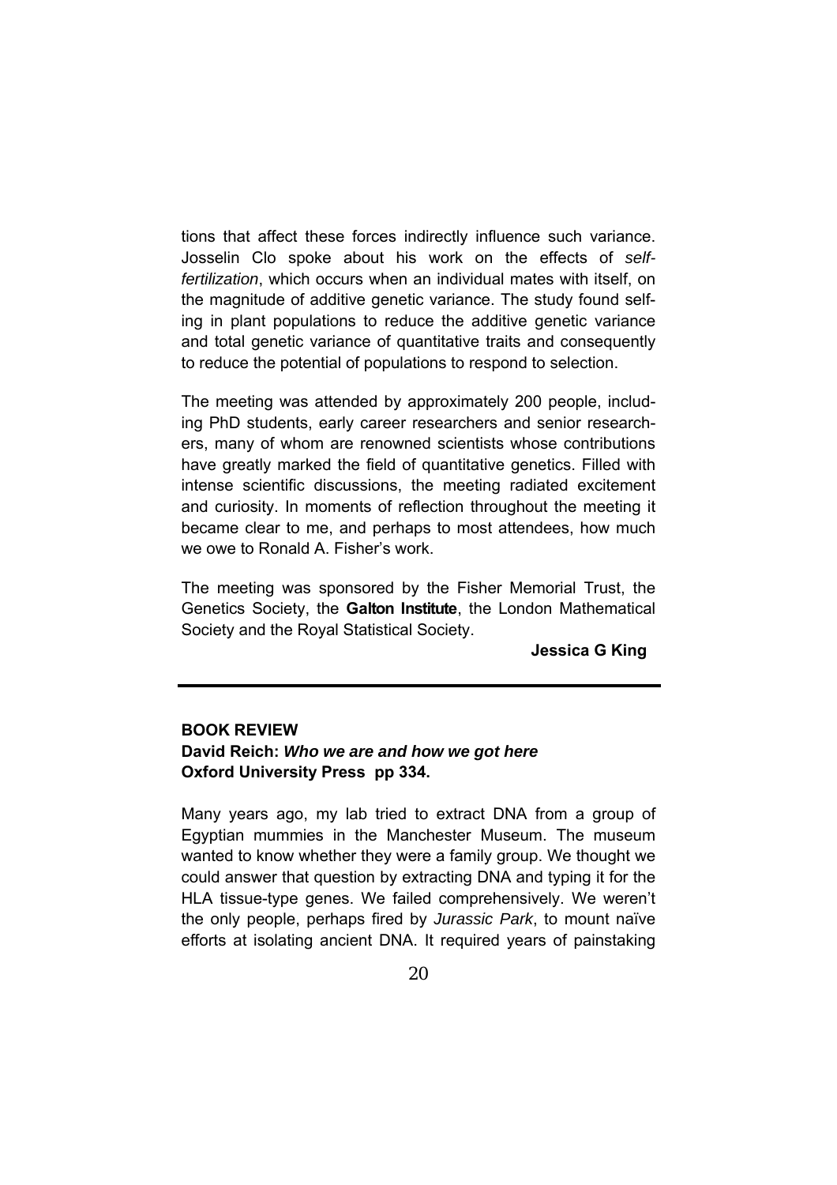tions that affect these forces indirectly influence such variance. Josselin Clo spoke about his work on the effects of *self-fertilization*, which occurs when an individual mates with itself, on the magnitude of additive genetic variance. The study found selfing in plant populations to reduce the additive genetic variance and total genetic variance of quantitative traits and consequently to reduce the potential of populations to respond to selection.

The meeting was attended by approximately 200 people, including PhD students, early career researchers and senior researchers, many of whom are renowned scientists whose contributions have greatly marked the field of quantitative genetics. Filled with intense scientific discussions, the meeting radiated excitement and curiosity. In moments of reflection throughout the meeting it became clear to me, and perhaps to most attendees, how much we owe to Ronald A. Fisher's work.

The meeting was sponsored by the Fisher Memorial Trust, the Genetics Society, the **Galton Institute**, the London Mathematical Society and the Royal Statistical Society.

**Jessica G King**

---

**BOOK REVIEW**

**David Reich: *Who we are and how we got here***
**Oxford University Press pp 334.**

Many years ago, my lab tried to extract DNA from a group of Egyptian mummies in the Manchester Museum. The museum wanted to know whether they were a family group. We thought we could answer that question by extracting DNA and typing it for the HLA tissue-type genes. We failed comprehensively. We weren't the only people, perhaps fired by *Jurassic Park*, to mount naïve efforts at isolating ancient DNA. It required years of painstaking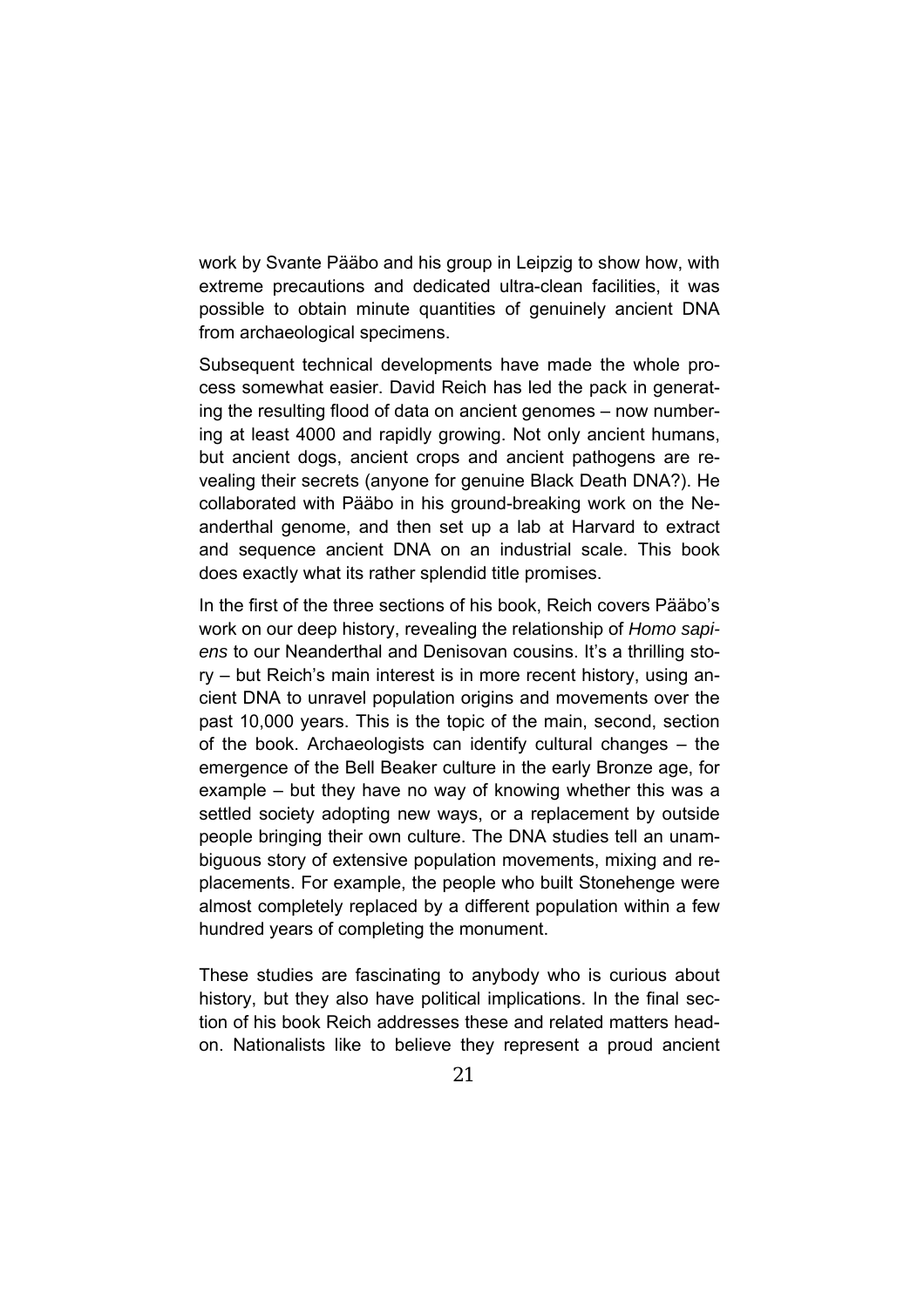work by Svante Pääbo and his group in Leipzig to show how, with extreme precautions and dedicated ultra-clean facilities, it was possible to obtain minute quantities of genuinely ancient DNA from archaeological specimens.

Subsequent technical developments have made the whole process somewhat easier. David Reich has led the pack in generating the resulting flood of data on ancient genomes – now numbering at least 4000 and rapidly growing. Not only ancient humans, but ancient dogs, ancient crops and ancient pathogens are revealing their secrets (anyone for genuine Black Death DNA?). He collaborated with Pääbo in his ground-breaking work on the Neanderthal genome, and then set up a lab at Harvard to extract and sequence ancient DNA on an industrial scale. This book does exactly what its rather splendid title promises.

In the first of the three sections of his book, Reich covers Pääbo's work on our deep history, revealing the relationship of *Homo sapiens* to our Neanderthal and Denisovan cousins. It's a thrilling story – but Reich's main interest is in more recent history, using ancient DNA to unravel population origins and movements over the past 10,000 years. This is the topic of the main, second, section of the book. Archaeologists can identify cultural changes – the emergence of the Bell Beaker culture in the early Bronze age, for example – but they have no way of knowing whether this was a settled society adopting new ways, or a replacement by outside people bringing their own culture. The DNA studies tell an unambiguous story of extensive population movements, mixing and replacements. For example, the people who built Stonehenge were almost completely replaced by a different population within a few hundred years of completing the monument.

These studies are fascinating to anybody who is curious about history, but they also have political implications. In the final section of his book Reich addresses these and related matters head-on. Nationalists like to believe they represent a proud ancient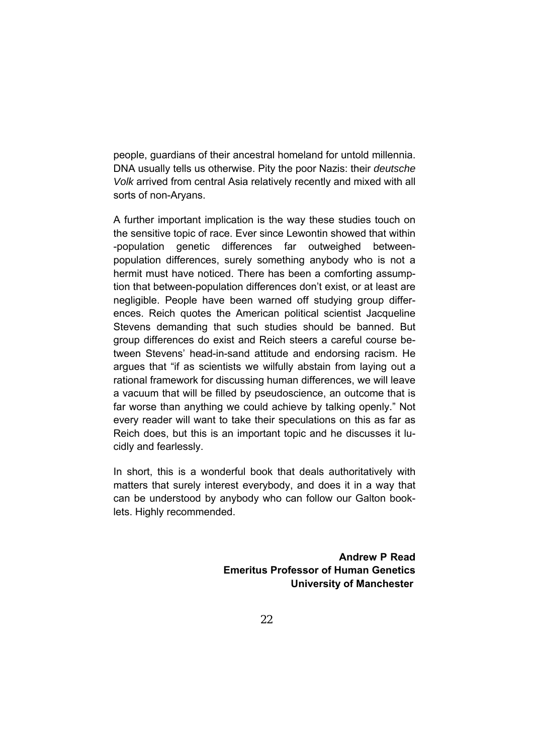people, guardians of their ancestral homeland for untold millennia. DNA usually tells us otherwise. Pity the poor Nazis: their *deutsche Volk* arrived from central Asia relatively recently and mixed with all sorts of non-Aryans.

A further important implication is the way these studies touch on the sensitive topic of race. Ever since Lewontin showed that within-population genetic differences far outweighed between-population differences, surely something anybody who is not a hermit must have noticed. There has been a comforting assumption that between-population differences don't exist, or at least are negligible. People have been warned off studying group differences. Reich quotes the American political scientist Jacqueline Stevens demanding that such studies should be banned. But group differences do exist and Reich steers a careful course between Stevens' head-in-sand attitude and endorsing racism. He argues that "if as scientists we wilfully abstain from laying out a rational framework for discussing human differences, we will leave a vacuum that will be filled by pseudoscience, an outcome that is far worse than anything we could achieve by talking openly." Not every reader will want to take their speculations on this as far as Reich does, but this is an important topic and he discusses it lucidly and fearlessly.

In short, this is a wonderful book that deals authoritatively with matters that surely interest everybody, and does it in a way that can be understood by anybody who can follow our Galton booklets. Highly recommended.

**Andrew P Read**
**Emeritus Professor of Human Genetics**
**University of Manchester**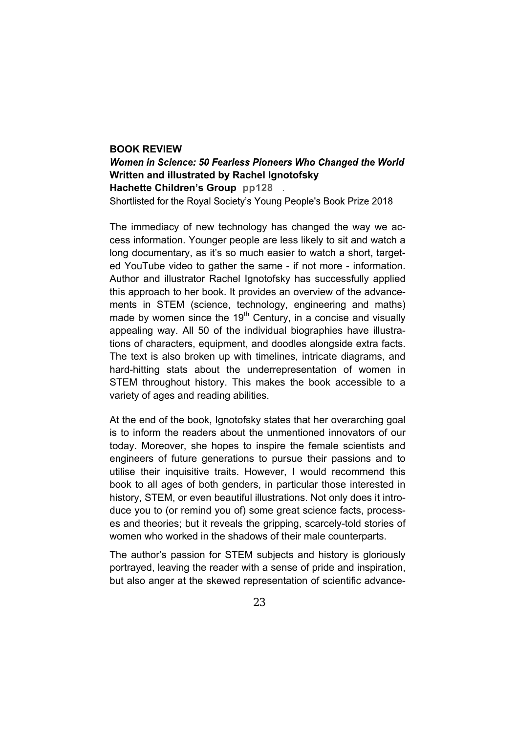**BOOK REVIEW**

***Women in Science: 50 Fearless Pioneers Who Changed the World***
**Written and illustrated by Rachel Ignotofsky**
**Hachette Children's Group pp128** .
Shortlisted for the Royal Society's Young People's Book Prize 2018

The immediacy of new technology has changed the way we access information. Younger people are less likely to sit and watch a long documentary, as it's so much easier to watch a short, targeted YouTube video to gather the same - if not more - information. Author and illustrator Rachel Ignotofsky has successfully applied this approach to her book. It provides an overview of the advancements in STEM (science, technology, engineering and maths) made by women since the 19th Century, in a concise and visually appealing way. All 50 of the individual biographies have illustrations of characters, equipment, and doodles alongside extra facts. The text is also broken up with timelines, intricate diagrams, and hard-hitting stats about the underrepresentation of women in STEM throughout history. This makes the book accessible to a variety of ages and reading abilities.

At the end of the book, Ignotofsky states that her overarching goal is to inform the readers about the unmentioned innovators of our today. Moreover, she hopes to inspire the female scientists and engineers of future generations to pursue their passions and to utilise their inquisitive traits. However, I would recommend this book to all ages of both genders, in particular those interested in history, STEM, or even beautiful illustrations. Not only does it introduce you to (or remind you of) some great science facts, processes and theories; but it reveals the gripping, scarcely-told stories of women who worked in the shadows of their male counterparts.

The author's passion for STEM subjects and history is gloriously portrayed, leaving the reader with a sense of pride and inspiration, but also anger at the skewed representation of scientific advance-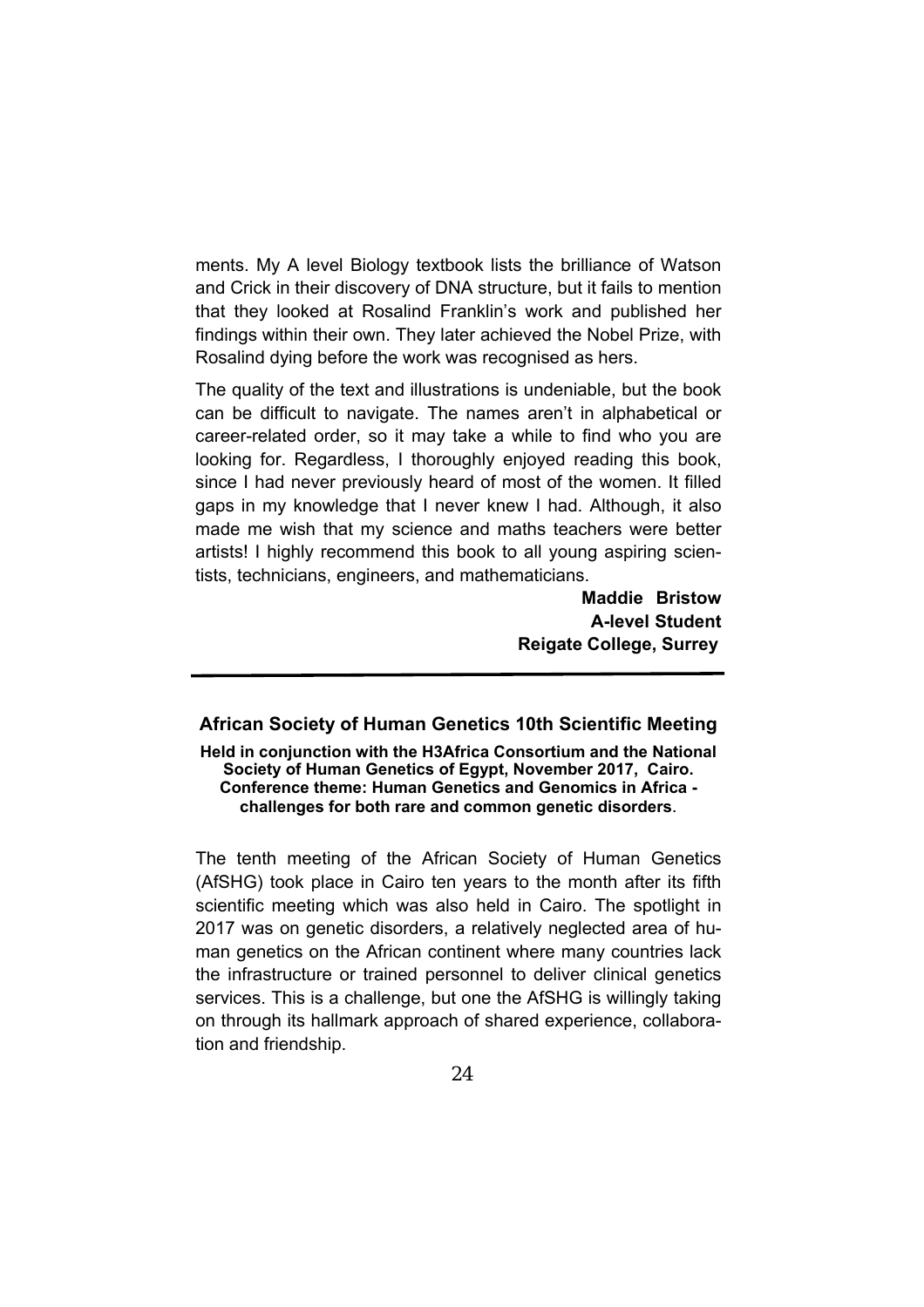ments. My A level Biology textbook lists the brilliance of Watson and Crick in their discovery of DNA structure, but it fails to mention that they looked at Rosalind Franklin's work and published her findings within their own. They later achieved the Nobel Prize, with Rosalind dying before the work was recognised as hers.

The quality of the text and illustrations is undeniable, but the book can be difficult to navigate. The names aren't in alphabetical or career-related order, so it may take a while to find who you are looking for. Regardless, I thoroughly enjoyed reading this book, since I had never previously heard of most of the women. It filled gaps in my knowledge that I never knew I had. Although, it also made me wish that my science and maths teachers were better artists! I highly recommend this book to all young aspiring scientists, technicians, engineers, and mathematicians.

**Maddie Bristow**
**A-level Student**
**Reigate College, Surrey**

---

## African Society of Human Genetics 10th Scientific Meeting

**Held in conjunction with the H3Africa Consortium and the National Society of Human Genetics of Egypt, November 2017, Cairo. Conference theme: Human Genetics and Genomics in Africa - challenges for both rare and common genetic disorders.**

The tenth meeting of the African Society of Human Genetics (AfSHG) took place in Cairo ten years to the month after its fifth scientific meeting which was also held in Cairo. The spotlight in 2017 was on genetic disorders, a relatively neglected area of human genetics on the African continent where many countries lack the infrastructure or trained personnel to deliver clinical genetics services. This is a challenge, but one the AfSHG is willingly taking on through its hallmark approach of shared experience, collaboration and friendship.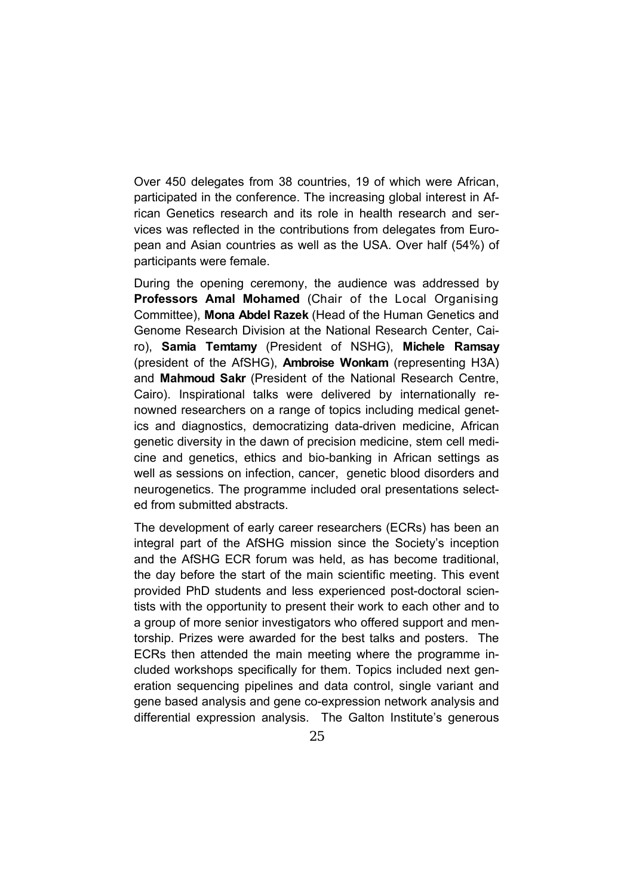Over 450 delegates from 38 countries, 19 of which were African, participated in the conference. The increasing global interest in African Genetics research and its role in health research and services was reflected in the contributions from delegates from European and Asian countries as well as the USA. Over half (54%) of participants were female.

During the opening ceremony, the audience was addressed by **Professors Amal Mohamed** (Chair of the Local Organising Committee), **Mona Abdel Razek** (Head of the Human Genetics and Genome Research Division at the National Research Center, Cairo), **Samia Temtamy** (President of NSHG), **Michele Ramsay** (president of the AfSHG), **Ambroise Wonkam** (representing H3A) and **Mahmoud Sakr** (President of the National Research Centre, Cairo). Inspirational talks were delivered by internationally renowned researchers on a range of topics including medical genetics and diagnostics, democratizing data-driven medicine, African genetic diversity in the dawn of precision medicine, stem cell medicine and genetics, ethics and bio-banking in African settings as well as sessions on infection, cancer, genetic blood disorders and neurogenetics. The programme included oral presentations selected from submitted abstracts.

The development of early career researchers (ECRs) has been an integral part of the AfSHG mission since the Society's inception and the AfSHG ECR forum was held, as has become traditional, the day before the start of the main scientific meeting. This event provided PhD students and less experienced post-doctoral scientists with the opportunity to present their work to each other and to a group of more senior investigators who offered support and mentorship. Prizes were awarded for the best talks and posters. The ECRs then attended the main meeting where the programme included workshops specifically for them. Topics included next generation sequencing pipelines and data control, single variant and gene based analysis and gene co-expression network analysis and differential expression analysis. The Galton Institute's generous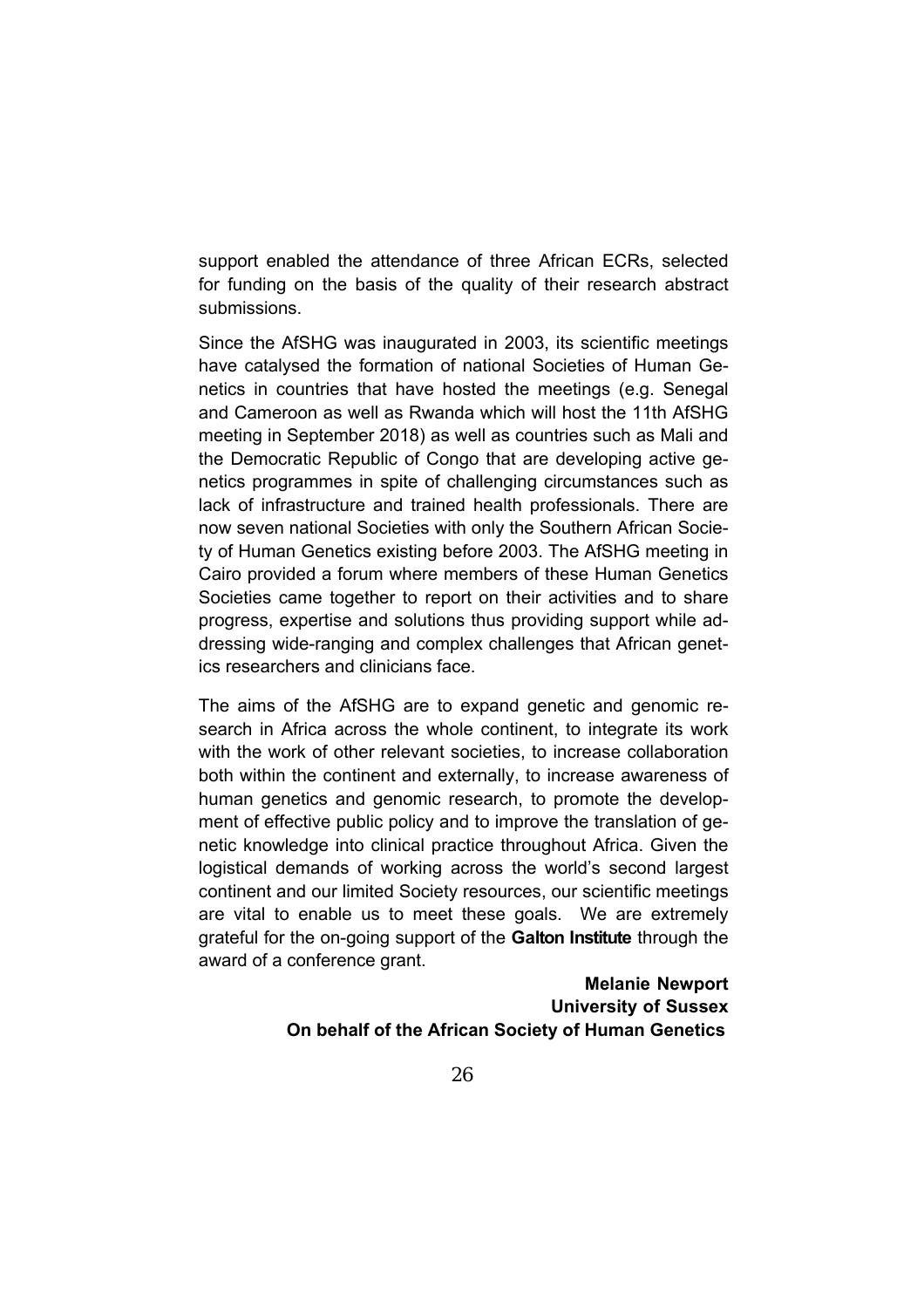support enabled the attendance of three African ECRs, selected for funding on the basis of the quality of their research abstract submissions.

Since the AfSHG was inaugurated in 2003, its scientific meetings have catalysed the formation of national Societies of Human Genetics in countries that have hosted the meetings (e.g. Senegal and Cameroon as well as Rwanda which will host the 11th AfSHG meeting in September 2018) as well as countries such as Mali and the Democratic Republic of Congo that are developing active genetics programmes in spite of challenging circumstances such as lack of infrastructure and trained health professionals. There are now seven national Societies with only the Southern African Society of Human Genetics existing before 2003. The AfSHG meeting in Cairo provided a forum where members of these Human Genetics Societies came together to report on their activities and to share progress, expertise and solutions thus providing support while addressing wide-ranging and complex challenges that African genetics researchers and clinicians face.

The aims of the AfSHG are to expand genetic and genomic research in Africa across the whole continent, to integrate its work with the work of other relevant societies, to increase collaboration both within the continent and externally, to increase awareness of human genetics and genomic research, to promote the development of effective public policy and to improve the translation of genetic knowledge into clinical practice throughout Africa. Given the logistical demands of working across the world's second largest continent and our limited Society resources, our scientific meetings are vital to enable us to meet these goals. We are extremely grateful for the on-going support of the **Galton Institute** through the award of a conference grant.

**Melanie Newport**
**University of Sussex**
**On behalf of the African Society of Human Genetics**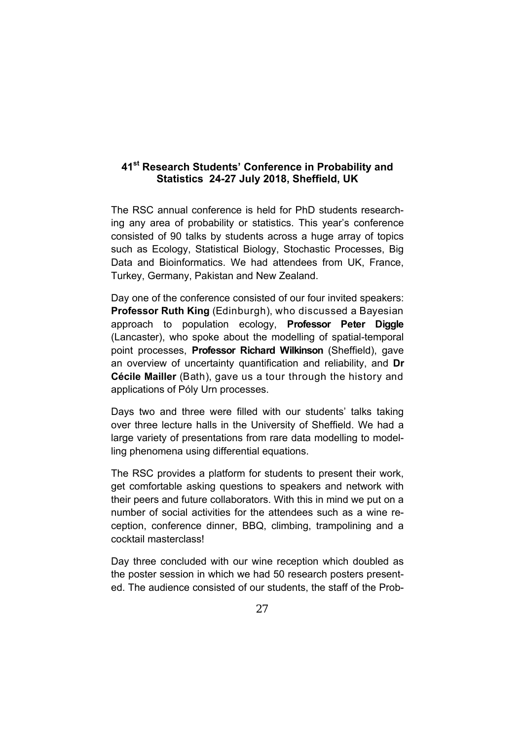## 41st Research Students' Conference in Probability and Statistics 24-27 July 2018, Sheffield, UK

The RSC annual conference is held for PhD students researching any area of probability or statistics. This year's conference consisted of 90 talks by students across a huge array of topics such as Ecology, Statistical Biology, Stochastic Processes, Big Data and Bioinformatics. We had attendees from UK, France, Turkey, Germany, Pakistan and New Zealand.

Day one of the conference consisted of our four invited speakers: **Professor Ruth King** (Edinburgh), who discussed a Bayesian approach to population ecology, **Professor Peter Diggle** (Lancaster), who spoke about the modelling of spatial-temporal point processes, **Professor Richard Wilkinson** (Sheffield), gave an overview of uncertainty quantification and reliability, and **Dr Cécile Mailler** (Bath), gave us a tour through the history and applications of Póly Urn processes.

Days two and three were filled with our students' talks taking over three lecture halls in the University of Sheffield. We had a large variety of presentations from rare data modelling to modelling phenomena using differential equations.

The RSC provides a platform for students to present their work, get comfortable asking questions to speakers and network with their peers and future collaborators. With this in mind we put on a number of social activities for the attendees such as a wine reception, conference dinner, BBQ, climbing, trampolining and a cocktail masterclass!

Day three concluded with our wine reception which doubled as the poster session in which we had 50 research posters presented. The audience consisted of our students, the staff of the Prob-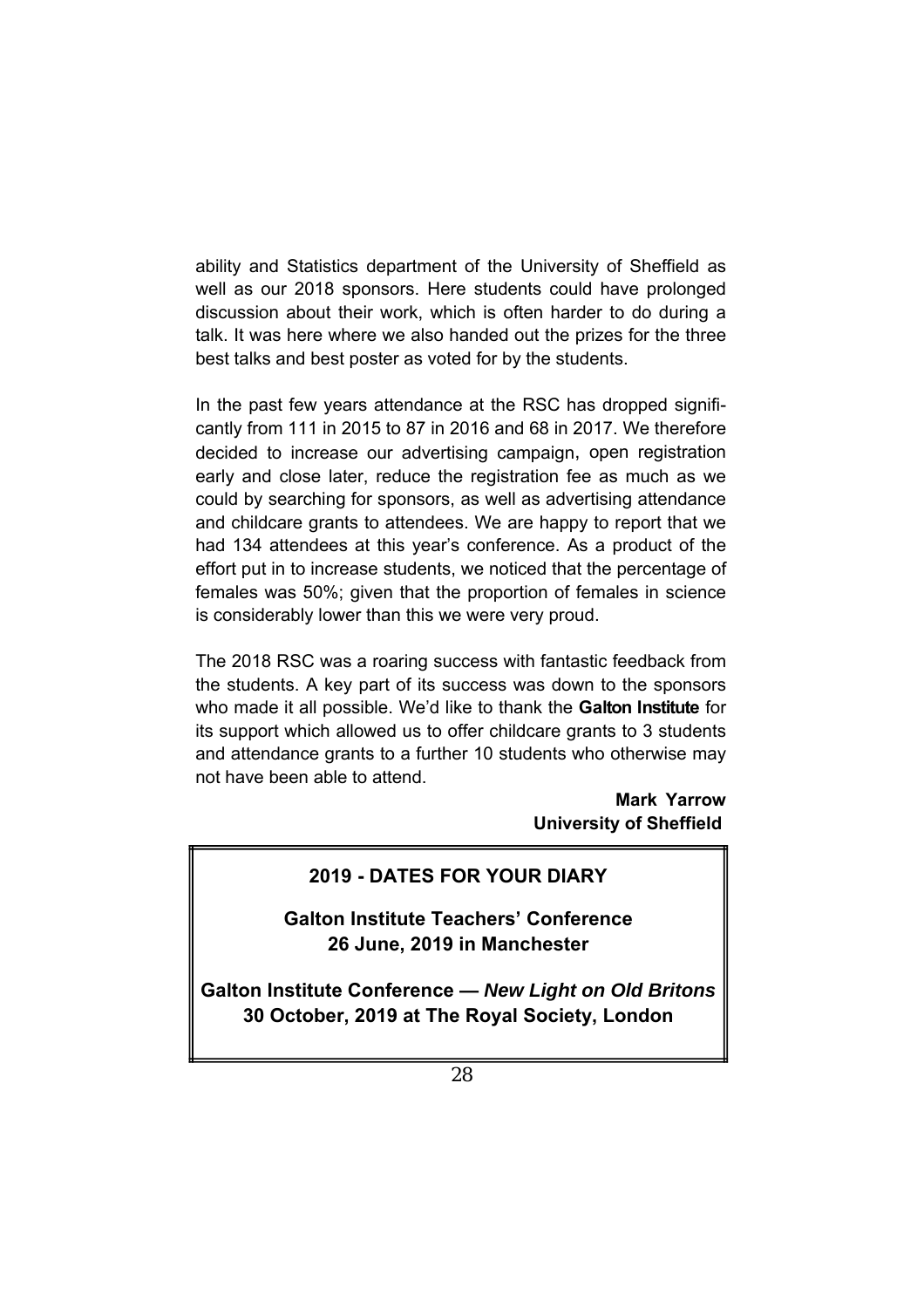ability and Statistics department of the University of Sheffield as well as our 2018 sponsors. Here students could have prolonged discussion about their work, which is often harder to do during a talk. It was here where we also handed out the prizes for the three best talks and best poster as voted for by the students.

In the past few years attendance at the RSC has dropped significantly from 111 in 2015 to 87 in 2016 and 68 in 2017. We therefore decided to increase our advertising campaign, open registration early and close later, reduce the registration fee as much as we could by searching for sponsors, as well as advertising attendance and childcare grants to attendees. We are happy to report that we had 134 attendees at this year's conference. As a product of the effort put in to increase students, we noticed that the percentage of females was 50%; given that the proportion of females in science is considerably lower than this we were very proud.

The 2018 RSC was a roaring success with fantastic feedback from the students. A key part of its success was down to the sponsors who made it all possible. We'd like to thank the **Galton Institute** for its support which allowed us to offer childcare grants to 3 students and attendance grants to a further 10 students who otherwise may not have been able to attend.

**Mark Yarrow**
**University of Sheffield**

---

**2019 - DATES FOR YOUR DIARY**

**Galton Institute Teachers' Conference**
**26 June, 2019 in Manchester**

**Galton Institute Conference — *New Light on Old Britons***
**30 October, 2019 at The Royal Society, London**